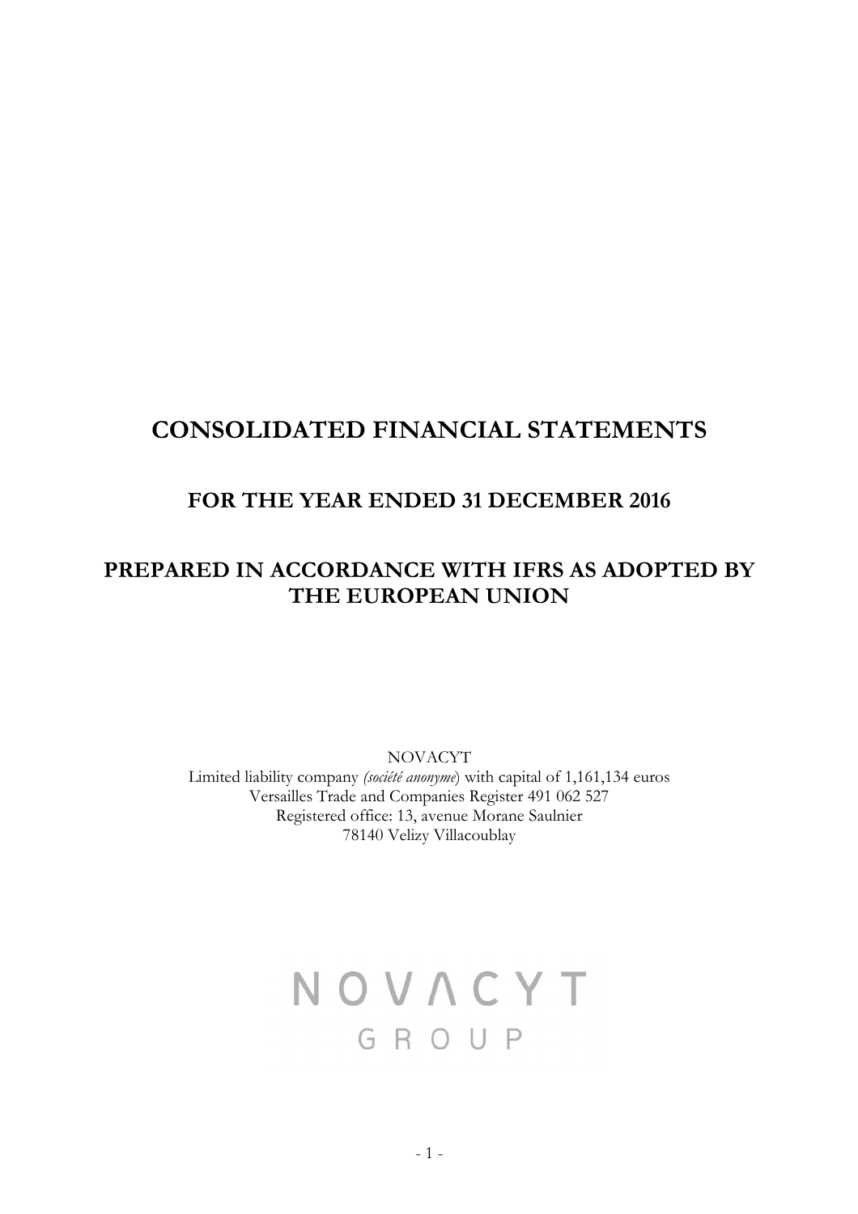# CONSOLIDATED FINANCIAL STATEMENTS

## FOR THE YEAR ENDED 31 DECEMBER 2016

## PREPARED IN ACCORDANCE WITH IFRS AS ADOPTED BY THE EUROPEAN UNION

NOVACYT
Limited liability company *(société anonyme)* with capital of 1,161,134 euros
Versailles Trade and Companies Register 491 062 527
Registered office: 13, avenue Morane Saulnier
78140 Velizy Villacoublay

NOVACYT
GROUP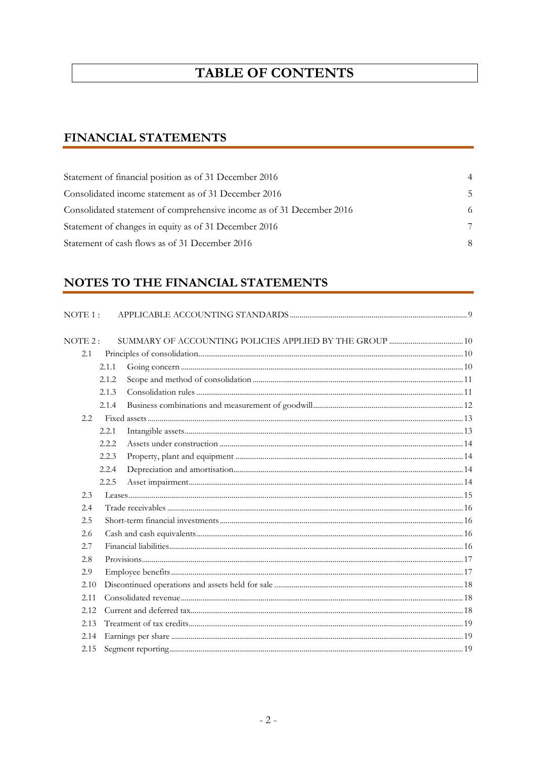# TABLE OF CONTENTS

## FINANCIAL STATEMENTS

| | |
|---|---|
| Statement of financial position as of 31 December 2016 | 4 |
| Consolidated income statement as of 31 December 2016 | 5 |
| Consolidated statement of comprehensive income as of 31 December 2016 | 6 |
| Statement of changes in equity as of 31 December 2016 | 7 |
| Statement of cash flows as of 31 December 2016 | 8 |

## NOTES TO THE FINANCIAL STATEMENTS

NOTE 1 : APPLICABLE ACCOUNTING STANDARDS .......... 9

NOTE 2 : SUMMARY OF ACCOUNTING POLICIES APPLIED BY THE GROUP .......... 10

- 2.1 Principles of consolidation .......... 10
  - 2.1.1 Going concern .......... 10
  - 2.1.2 Scope and method of consolidation .......... 11
  - 2.1.3 Consolidation rules .......... 11
  - 2.1.4 Business combinations and measurement of goodwill .......... 12
- 2.2 Fixed assets .......... 13
  - 2.2.1 Intangible assets .......... 13
  - 2.2.2 Assets under construction .......... 14
  - 2.2.3 Property, plant and equipment .......... 14
  - 2.2.4 Depreciation and amortisation .......... 14
  - 2.2.5 Asset impairment .......... 14
- 2.3 Leases .......... 15
- 2.4 Trade receivables .......... 16
- 2.5 Short-term financial investments .......... 16
- 2.6 Cash and cash equivalents .......... 16
- 2.7 Financial liabilities .......... 16
- 2.8 Provisions .......... 17
- 2.9 Employee benefits .......... 17
- 2.10 Discontinued operations and assets held for sale .......... 18
- 2.11 Consolidated revenue .......... 18
- 2.12 Current and deferred tax .......... 18
- 2.13 Treatment of tax credits .......... 19
- 2.14 Earnings per share .......... 19
- 2.15 Segment reporting .......... 19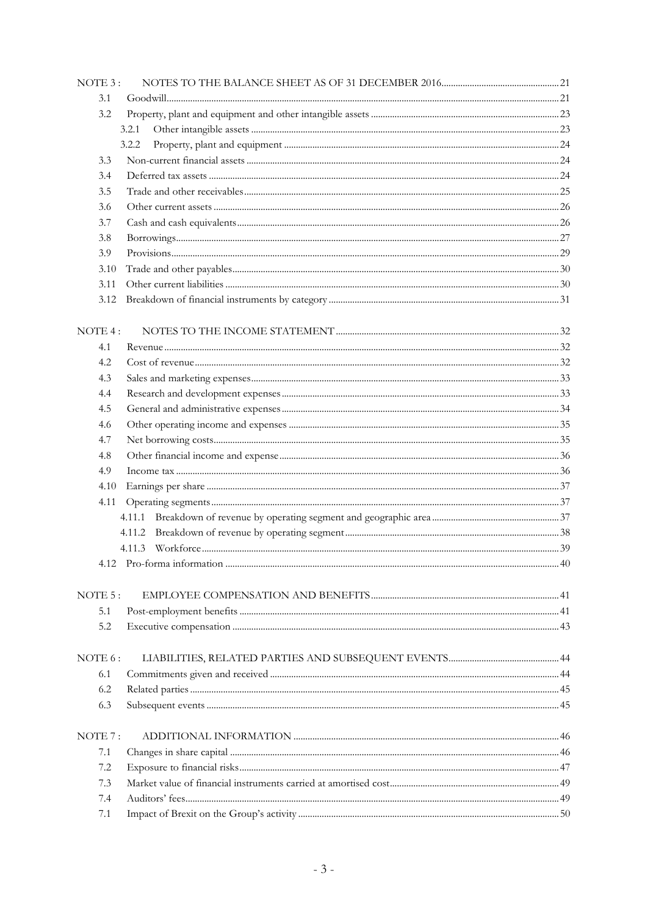| | | |
|---|---|---|
| NOTE 3 : | NOTES TO THE BALANCE SHEET AS OF 31 DECEMBER 2016 | 21 |
| 3.1 | Goodwill | 21 |
| 3.2 | Property, plant and equipment and other intangible assets | 23 |
| 3.2.1 | Other intangible assets | 23 |
| 3.2.2 | Property, plant and equipment | 24 |
| 3.3 | Non-current financial assets | 24 |
| 3.4 | Deferred tax assets | 24 |
| 3.5 | Trade and other receivables | 25 |
| 3.6 | Other current assets | 26 |
| 3.7 | Cash and cash equivalents | 26 |
| 3.8 | Borrowings | 27 |
| 3.9 | Provisions | 29 |
| 3.10 | Trade and other payables | 30 |
| 3.11 | Other current liabilities | 30 |
| 3.12 | Breakdown of financial instruments by category | 31 |
| NOTE 4 : | NOTES TO THE INCOME STATEMENT | 32 |
| 4.1 | Revenue | 32 |
| 4.2 | Cost of revenue | 32 |
| 4.3 | Sales and marketing expenses | 33 |
| 4.4 | Research and development expenses | 33 |
| 4.5 | General and administrative expenses | 34 |
| 4.6 | Other operating income and expenses | 35 |
| 4.7 | Net borrowing costs | 35 |
| 4.8 | Other financial income and expense | 36 |
| 4.9 | Income tax | 36 |
| 4.10 | Earnings per share | 37 |
| 4.11 | Operating segments | 37 |
| 4.11.1 | Breakdown of revenue by operating segment and geographic area | 37 |
| 4.11.2 | Breakdown of revenue by operating segment | 38 |
| 4.11.3 | Workforce | 39 |
| 4.12 | Pro-forma information | 40 |
| NOTE 5 : | EMPLOYEE COMPENSATION AND BENEFITS | 41 |
| 5.1 | Post-employment benefits | 41 |
| 5.2 | Executive compensation | 43 |
| NOTE 6 : | LIABILITIES, RELATED PARTIES AND SUBSEQUENT EVENTS | 44 |
| 6.1 | Commitments given and received | 44 |
| 6.2 | Related parties | 45 |
| 6.3 | Subsequent events | 45 |
| NOTE 7 : | ADDITIONAL INFORMATION | 46 |
| 7.1 | Changes in share capital | 46 |
| 7.2 | Exposure to financial risks | 47 |
| 7.3 | Market value of financial instruments carried at amortised cost | 49 |
| 7.4 | Auditors' fees | 49 |
| 7.1 | Impact of Brexit on the Group's activity | 50 |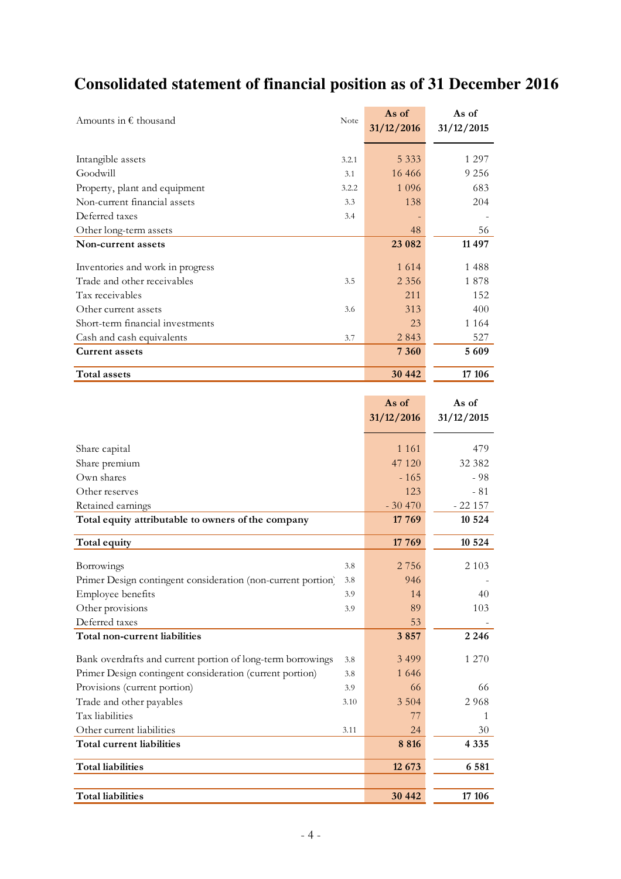# Consolidated statement of financial position as of 31 December 2016

| Amounts in € thousand | Note | As of 31/12/2016 | As of 31/12/2015 |
|---|---|---|---|
| Intangible assets | 3.2.1 | 5 333 | 1 297 |
| Goodwill | 3.1 | 16 466 | 9 256 |
| Property, plant and equipment | 3.2.2 | 1 096 | 683 |
| Non-current financial assets | 3.3 | 138 | 204 |
| Deferred taxes | 3.4 | - | - |
| Other long-term assets | | 48 | 56 |
| **Non-current assets** | | **23 082** | **11 497** |
| Inventories and work in progress | | 1 614 | 1 488 |
| Trade and other receivables | 3.5 | 2 356 | 1 878 |
| Tax receivables | | 211 | 152 |
| Other current assets | 3.6 | 313 | 400 |
| Short-term financial investments | | 23 | 1 164 |
| Cash and cash equivalents | 3.7 | 2 843 | 527 |
| **Current assets** | | **7 360** | **5 609** |
| **Total assets** | | **30 442** | **17 106** |

| | Note | As of 31/12/2016 | As of 31/12/2015 |
|---|---|---|---|
| Share capital | | 1 161 | 479 |
| Share premium | | 47 120 | 32 382 |
| Own shares | | - 165 | - 98 |
| Other reserves | | 123 | - 81 |
| Retained earnings | | - 30 470 | - 22 157 |
| **Total equity attributable to owners of the company** | | **17 769** | **10 524** |
| **Total equity** | | **17 769** | **10 524** |
| Borrowings | 3.8 | 2 756 | 2 103 |
| Primer Design contingent consideration (non-current portion) | 3.8 | 946 | - |
| Employee benefits | 3.9 | 14 | 40 |
| Other provisions | 3.9 | 89 | 103 |
| Deferred taxes | | 53 | - |
| **Total non-current liabilities** | | **3 857** | **2 246** |
| Bank overdrafts and current portion of long-term borrowings | 3.8 | 3 499 | 1 270 |
| Primer Design contingent consideration (current portion) | 3.8 | 1 646 | |
| Provisions (current portion) | 3.9 | 66 | 66 |
| Trade and other payables | 3.10 | 3 504 | 2 968 |
| Tax liabilities | | 77 | 1 |
| Other current liabilities | 3.11 | 24 | 30 |
| **Total current liabilities** | | **8 816** | **4 335** |
| **Total liabilities** | | **12 673** | **6 581** |
| **Total liabilities** | | **30 442** | **17 106** |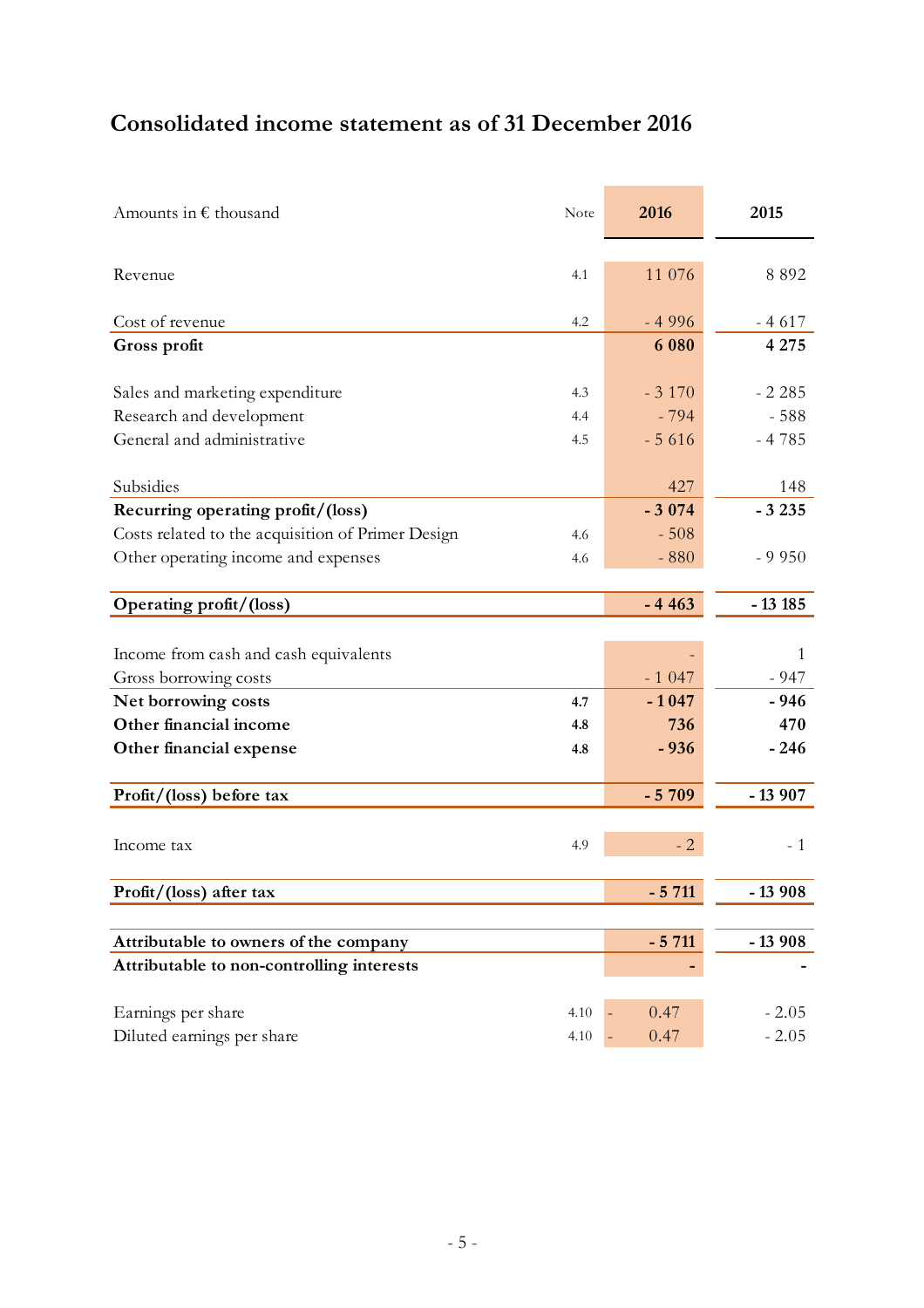# Consolidated income statement as of 31 December 2016

| Amounts in € thousand | Note | 2016 | 2015 |
|---|---|---|---|
| Revenue | 4.1 | 11 076 | 8 892 |
| Cost of revenue | 4.2 | - 4 996 | - 4 617 |
| **Gross profit** | | **6 080** | **4 275** |
| Sales and marketing expenditure | 4.3 | - 3 170 | - 2 285 |
| Research and development | 4.4 | - 794 | - 588 |
| General and administrative | 4.5 | - 5 616 | - 4 785 |
| Subsidies | | 427 | 148 |
| **Recurring operating profit/(loss)** | | **- 3 074** | **- 3 235** |
| Costs related to the acquisition of Primer Design | 4.6 | - 508 | |
| Other operating income and expenses | 4.6 | - 880 | - 9 950 |
| **Operating profit/(loss)** | | **- 4 463** | **- 13 185** |
| Income from cash and cash equivalents | | - | 1 |
| Gross borrowing costs | | - 1 047 | - 947 |
| **Net borrowing costs** | **4.7** | **- 1 047** | **- 946** |
| **Other financial income** | **4.8** | **736** | **470** |
| **Other financial expense** | **4.8** | **- 936** | **- 246** |
| **Profit/(loss) before tax** | | **- 5 709** | **- 13 907** |
| Income tax | 4.9 | - 2 | - 1 |
| **Profit/(loss) after tax** | | **- 5 711** | **- 13 908** |
| **Attributable to owners of the company** | | **- 5 711** | **- 13 908** |
| **Attributable to non-controlling interests** | | **-** | **-** |
| Earnings per share | 4.10 | - 0.47 | - 2.05 |
| Diluted earnings per share | 4.10 | - 0.47 | - 2.05 |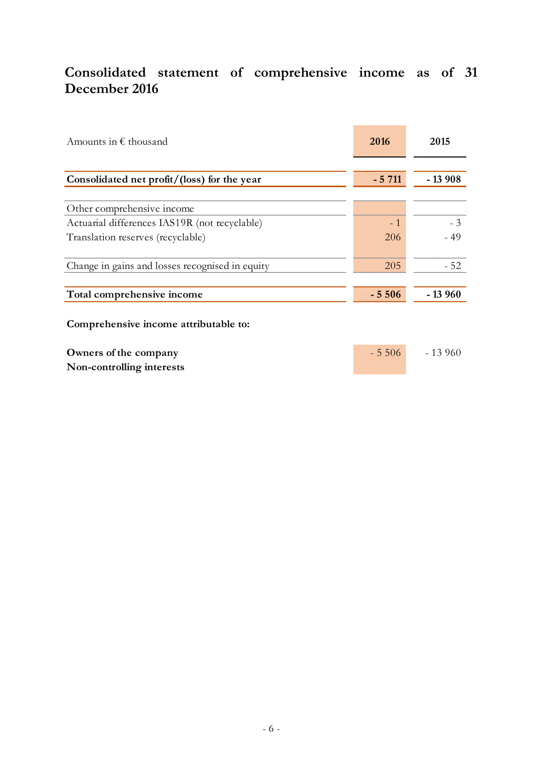# Consolidated statement of comprehensive income as of 31 December 2016

| Amounts in € thousand | 2016 | 2015 |
|---|---|---|
| **Consolidated net profit/(loss) for the year** | **- 5 711** | **- 13 908** |
| Other comprehensive income | | |
| Actuarial differences IAS19R (not recyclable) | - 1 | - 3 |
| Translation reserves (recyclable) | 206 | - 49 |
| Change in gains and losses recognised in equity | 205 | - 52 |
| **Total comprehensive income** | **- 5 506** | **- 13 960** |
| **Comprehensive income attributable to:** | | |
| **Owners of the company** | - 5 506 | - 13 960 |
| **Non-controlling interests** | | |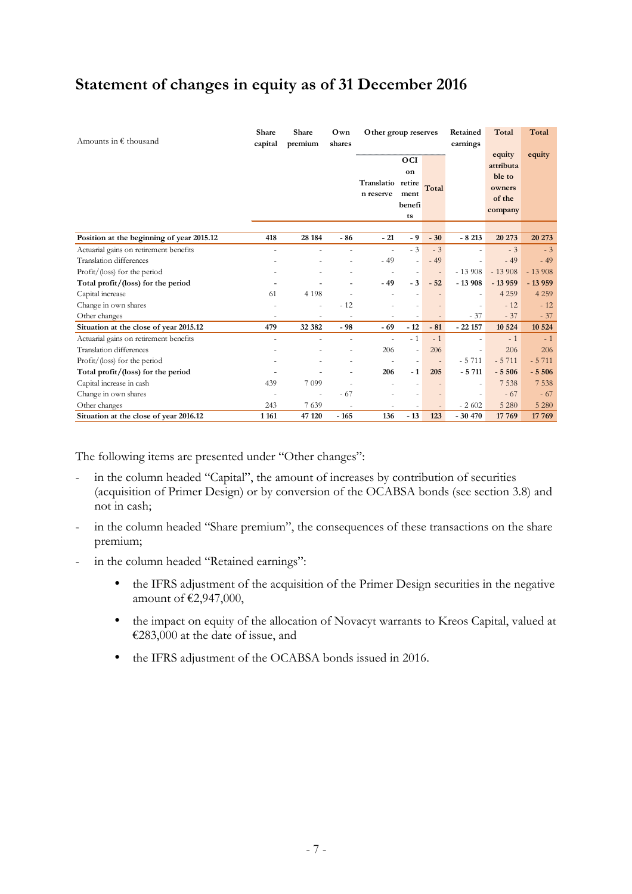# Statement of changes in equity as of 31 December 2016

| Amounts in € thousand | Share capital | Share premium | Own shares | Other group reserves | | | Retained earnings | Total equity attributable to owners of the company | Total equity |
|---|---|---|---|---|---|---|---|---|---|
| | | | | Translation reserve | OCI on retirement benefits | Total | | | |
| **Position at the beginning of year 2015.12** | **418** | **28 184** | **- 86** | **- 21** | **- 9** | **- 30** | **- 8 213** | **20 273** | **20 273** |
| Actuarial gains on retirement benefits | - | - | - | - | - 3 | - 3 | - | - 3 | - 3 |
| Translation differences | - | - | - | - 49 | - | - 49 | - | - 49 | - 49 |
| Profit/(loss) for the period | - | - | - | - | - | - | - 13 908 | - 13 908 | - 13 908 |
| **Total profit/(loss) for the period** | **-** | **-** | **-** | **- 49** | **- 3** | **- 52** | **- 13 908** | **- 13 959** | **- 13 959** |
| Capital increase | 61 | 4 198 | - | - | - | - | - | 4 259 | 4 259 |
| Change in own shares | - | - | - 12 | - | - | - | - | - 12 | - 12 |
| Other changes | - | - | - | - | - | - | - 37 | - 37 | - 37 |
| **Situation at the close of year 2015.12** | **479** | **32 382** | **- 98** | **- 69** | **- 12** | **- 81** | **- 22 157** | **10 524** | **10 524** |
| Actuarial gains on retirement benefits | - | - | - | - | - 1 | - 1 | - | - 1 | - 1 |
| Translation differences | - | - | - | 206 | - | 206 | - | 206 | 206 |
| Profit/(loss) for the period | - | - | - | - | - | - | - 5 711 | - 5 711 | - 5 711 |
| **Total profit/(loss) for the period** | **-** | **-** | **-** | **206** | **- 1** | **205** | **- 5 711** | **- 5 506** | **- 5 506** |
| Capital increase in cash | 439 | 7 099 | - | - | - | - | - | 7 538 | 7 538 |
| Change in own shares | - | - | - 67 | - | - | - | - | - 67 | - 67 |
| Other changes | 243 | 7 639 | - | - | - | - | - 2 602 | 5 280 | 5 280 |
| **Situation at the close of year 2016.12** | **1 161** | **47 120** | **- 165** | **136** | **- 13** | **123** | **- 30 470** | **17 769** | **17 769** |

The following items are presented under "Other changes":

- in the column headed "Capital", the amount of increases by contribution of securities (acquisition of Primer Design) or by conversion of the OCABSA bonds (see section 3.8) and not in cash;
- in the column headed "Share premium", the consequences of these transactions on the share premium;
- in the column headed "Retained earnings":
  - the IFRS adjustment of the acquisition of the Primer Design securities in the negative amount of €2,947,000,
  - the impact on equity of the allocation of Novacyt warrants to Kreos Capital, valued at €283,000 at the date of issue, and
  - the IFRS adjustment of the OCABSA bonds issued in 2016.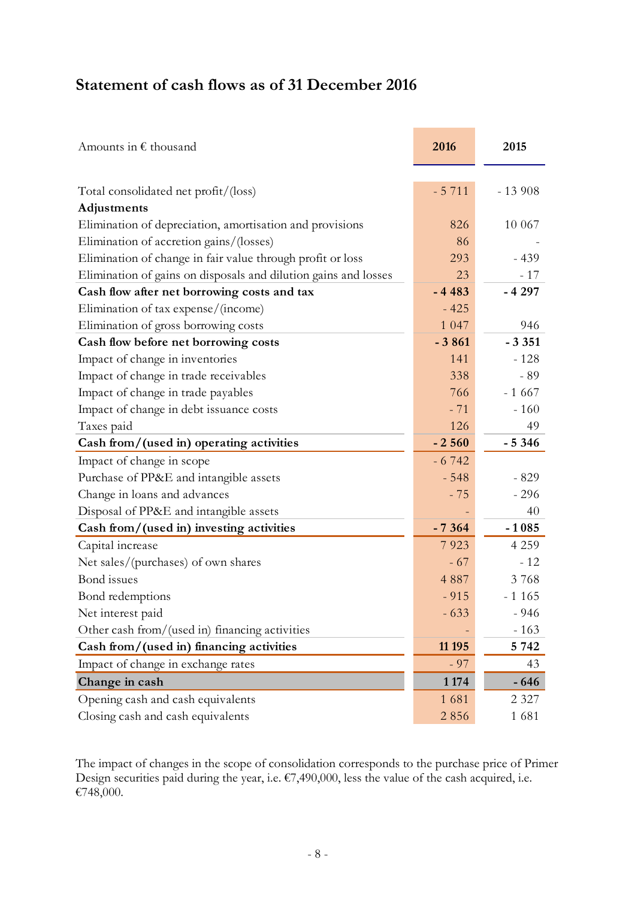## Statement of cash flows as of 31 December 2016

| Amounts in € thousand | 2016 | 2015 |
|---|---|---|
| Total consolidated net profit/(loss) | - 5 711 | - 13 908 |
| **Adjustments** | | |
| Elimination of depreciation, amortisation and provisions | 826 | 10 067 |
| Elimination of accretion gains/(losses) | 86 | - |
| Elimination of change in fair value through profit or loss | 293 | - 439 |
| Elimination of gains on disposals and dilution gains and losses | 23 | - 17 |
| **Cash flow after net borrowing costs and tax** | **- 4 483** | **- 4 297** |
| Elimination of tax expense/(income) | - 425 | |
| Elimination of gross borrowing costs | 1 047 | 946 |
| **Cash flow before net borrowing costs** | **- 3 861** | **- 3 351** |
| Impact of change in inventories | 141 | - 128 |
| Impact of change in trade receivables | 338 | - 89 |
| Impact of change in trade payables | 766 | - 1 667 |
| Impact of change in debt issuance costs | - 71 | - 160 |
| Taxes paid | 126 | 49 |
| **Cash from/(used in) operating activities** | **- 2 560** | **- 5 346** |
| Impact of change in scope | - 6 742 | |
| Purchase of PP&E and intangible assets | - 548 | - 829 |
| Change in loans and advances | - 75 | - 296 |
| Disposal of PP&E and intangible assets | - | 40 |
| **Cash from/(used in) investing activities** | **- 7 364** | **- 1 085** |
| Capital increase | 7 923 | 4 259 |
| Net sales/(purchases) of own shares | - 67 | - 12 |
| Bond issues | 4 887 | 3 768 |
| Bond redemptions | - 915 | - 1 165 |
| Net interest paid | - 633 | - 946 |
| Other cash from/(used in) financing activities | - | - 163 |
| **Cash from/(used in) financing activities** | **11 195** | **5 742** |
| Impact of change in exchange rates | - 97 | 43 |
| **Change in cash** | **1 174** | **- 646** |
| Opening cash and cash equivalents | 1 681 | 2 327 |
| Closing cash and cash equivalents | 2 856 | 1 681 |

The impact of changes in the scope of consolidation corresponds to the purchase price of Primer Design securities paid during the year, i.e. €7,490,000, less the value of the cash acquired, i.e. €748,000.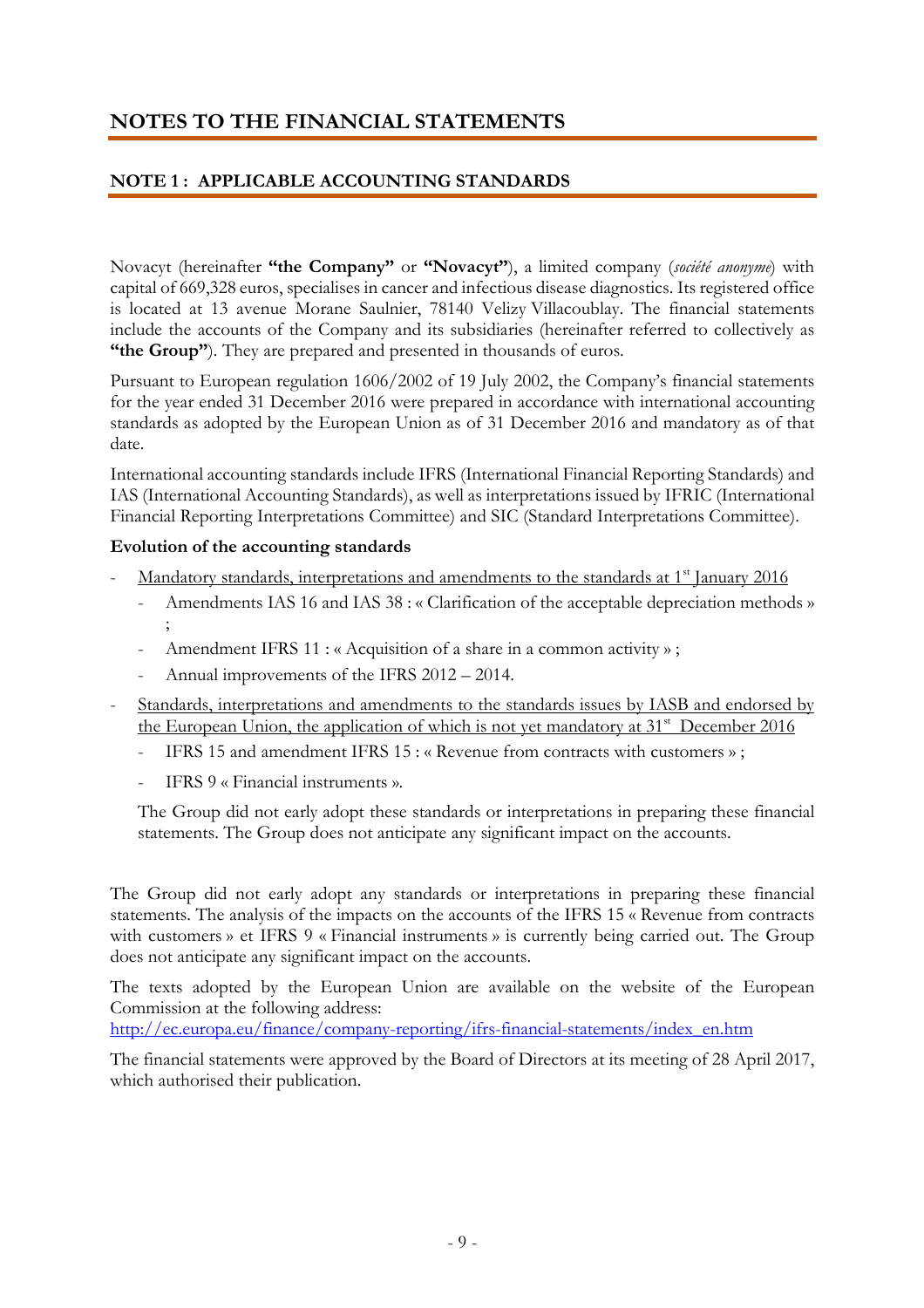# NOTES TO THE FINANCIAL STATEMENTS

## NOTE 1 : APPLICABLE ACCOUNTING STANDARDS

Novacyt (hereinafter **"the Company"** or **"Novacyt"**), a limited company (*société anonyme*) with capital of 669,328 euros, specialises in cancer and infectious disease diagnostics. Its registered office is located at 13 avenue Morane Saulnier, 78140 Velizy Villacoublay. The financial statements include the accounts of the Company and its subsidiaries (hereinafter referred to collectively as **"the Group"**). They are prepared and presented in thousands of euros.

Pursuant to European regulation 1606/2002 of 19 July 2002, the Company's financial statements for the year ended 31 December 2016 were prepared in accordance with international accounting standards as adopted by the European Union as of 31 December 2016 and mandatory as of that date.

International accounting standards include IFRS (International Financial Reporting Standards) and IAS (International Accounting Standards), as well as interpretations issued by IFRIC (International Financial Reporting Interpretations Committee) and SIC (Standard Interpretations Committee).

**Evolution of the accounting standards**

- Mandatory standards, interpretations and amendments to the standards at 1st January 2016
  - Amendments IAS 16 and IAS 38 : « Clarification of the acceptable depreciation methods » ;
  - Amendment IFRS 11 : « Acquisition of a share in a common activity » ;
  - Annual improvements of the IFRS 2012 – 2014.
- Standards, interpretations and amendments to the standards issues by IASB and endorsed by the European Union, the application of which is not yet mandatory at 31st December 2016
  - IFRS 15 and amendment IFRS 15 : « Revenue from contracts with customers » ;
  - IFRS 9 « Financial instruments ».

  The Group did not early adopt these standards or interpretations in preparing these financial statements. The Group does not anticipate any significant impact on the accounts.

The Group did not early adopt any standards or interpretations in preparing these financial statements. The analysis of the impacts on the accounts of the IFRS 15 « Revenue from contracts with customers » et IFRS 9 « Financial instruments » is currently being carried out. The Group does not anticipate any significant impact on the accounts.

The texts adopted by the European Union are available on the website of the European Commission at the following address:
http://ec.europa.eu/finance/company-reporting/ifrs-financial-statements/index_en.htm

The financial statements were approved by the Board of Directors at its meeting of 28 April 2017, which authorised their publication.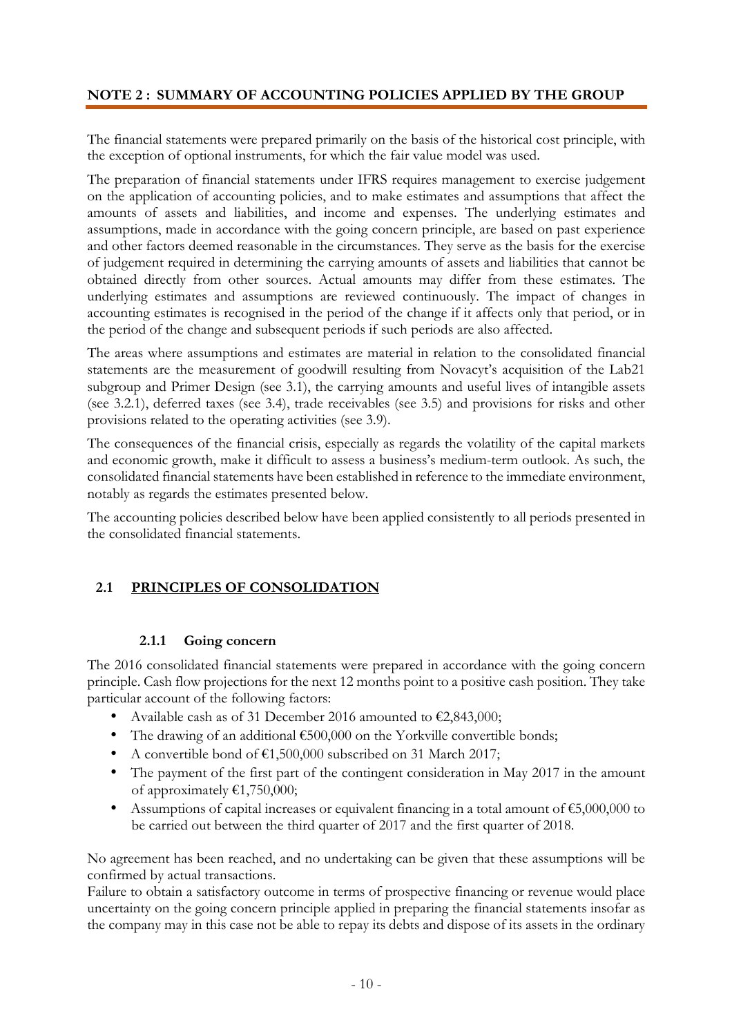## NOTE 2 : SUMMARY OF ACCOUNTING POLICIES APPLIED BY THE GROUP

The financial statements were prepared primarily on the basis of the historical cost principle, with the exception of optional instruments, for which the fair value model was used.

The preparation of financial statements under IFRS requires management to exercise judgement on the application of accounting policies, and to make estimates and assumptions that affect the amounts of assets and liabilities, and income and expenses. The underlying estimates and assumptions, made in accordance with the going concern principle, are based on past experience and other factors deemed reasonable in the circumstances. They serve as the basis for the exercise of judgement required in determining the carrying amounts of assets and liabilities that cannot be obtained directly from other sources. Actual amounts may differ from these estimates. The underlying estimates and assumptions are reviewed continuously. The impact of changes in accounting estimates is recognised in the period of the change if it affects only that period, or in the period of the change and subsequent periods if such periods are also affected.

The areas where assumptions and estimates are material in relation to the consolidated financial statements are the measurement of goodwill resulting from Novacyt's acquisition of the Lab21 subgroup and Primer Design (see 3.1), the carrying amounts and useful lives of intangible assets (see 3.2.1), deferred taxes (see 3.4), trade receivables (see 3.5) and provisions for risks and other provisions related to the operating activities (see 3.9).

The consequences of the financial crisis, especially as regards the volatility of the capital markets and economic growth, make it difficult to assess a business's medium-term outlook. As such, the consolidated financial statements have been established in reference to the immediate environment, notably as regards the estimates presented below.

The accounting policies described below have been applied consistently to all periods presented in the consolidated financial statements.

### 2.1 PRINCIPLES OF CONSOLIDATION

#### 2.1.1 Going concern

The 2016 consolidated financial statements were prepared in accordance with the going concern principle. Cash flow projections for the next 12 months point to a positive cash position. They take particular account of the following factors:

- Available cash as of 31 December 2016 amounted to €2,843,000;
- The drawing of an additional €500,000 on the Yorkville convertible bonds;
- A convertible bond of €1,500,000 subscribed on 31 March 2017;
- The payment of the first part of the contingent consideration in May 2017 in the amount of approximately €1,750,000;
- Assumptions of capital increases or equivalent financing in a total amount of €5,000,000 to be carried out between the third quarter of 2017 and the first quarter of 2018.

No agreement has been reached, and no undertaking can be given that these assumptions will be confirmed by actual transactions.
Failure to obtain a satisfactory outcome in terms of prospective financing or revenue would place uncertainty on the going concern principle applied in preparing the financial statements insofar as the company may in this case not be able to repay its debts and dispose of its assets in the ordinary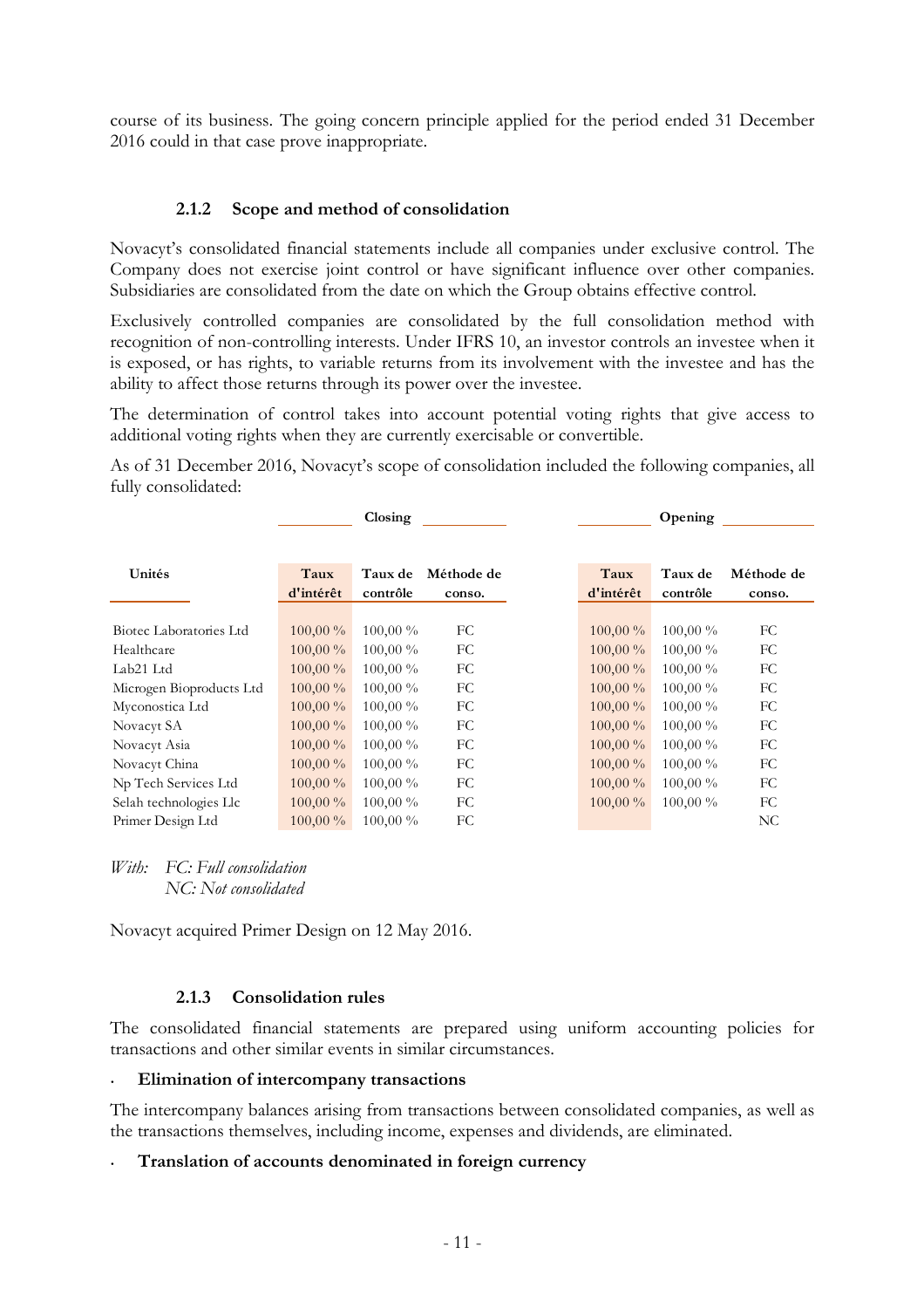course of its business. The going concern principle applied for the period ended 31 December 2016 could in that case prove inappropriate.

### 2.1.2 Scope and method of consolidation

Novacyt's consolidated financial statements include all companies under exclusive control. The Company does not exercise joint control or have significant influence over other companies. Subsidiaries are consolidated from the date on which the Group obtains effective control.

Exclusively controlled companies are consolidated by the full consolidation method with recognition of non-controlling interests. Under IFRS 10, an investor controls an investee when it is exposed, or has rights, to variable returns from its involvement with the investee and has the ability to affect those returns through its power over the investee.

The determination of control takes into account potential voting rights that give access to additional voting rights when they are currently exercisable or convertible.

As of 31 December 2016, Novacyt's scope of consolidation included the following companies, all fully consolidated:

| | Closing | | | Opening | | |
|---|---|---|---|---|---|---|
| **Unités** | **Taux d'intérêt** | **Taux de contrôle** | **Méthode de conso.** | **Taux d'intérêt** | **Taux de contrôle** | **Méthode de conso.** |
| Biotec Laboratories Ltd | 100,00 % | 100,00 % | FC | 100,00 % | 100,00 % | FC |
| Healthcare | 100,00 % | 100,00 % | FC | 100,00 % | 100,00 % | FC |
| Lab21 Ltd | 100,00 % | 100,00 % | FC | 100,00 % | 100,00 % | FC |
| Microgen Bioproducts Ltd | 100,00 % | 100,00 % | FC | 100,00 % | 100,00 % | FC |
| Myconostica Ltd | 100,00 % | 100,00 % | FC | 100,00 % | 100,00 % | FC |
| Novacyt SA | 100,00 % | 100,00 % | FC | 100,00 % | 100,00 % | FC |
| Novacyt Asia | 100,00 % | 100,00 % | FC | 100,00 % | 100,00 % | FC |
| Novacyt China | 100,00 % | 100,00 % | FC | 100,00 % | 100,00 % | FC |
| Np Tech Services Ltd | 100,00 % | 100,00 % | FC | 100,00 % | 100,00 % | FC |
| Selah technologies Llc | 100,00 % | 100,00 % | FC | 100,00 % | 100,00 % | FC |
| Primer Design Ltd | 100,00 % | 100,00 % | FC | | | NC |

*With: FC: Full consolidation*
*NC: Not consolidated*

Novacyt acquired Primer Design on 12 May 2016.

### 2.1.3 Consolidation rules

The consolidated financial statements are prepared using uniform accounting policies for transactions and other similar events in similar circumstances.

- **Elimination of intercompany transactions**

The intercompany balances arising from transactions between consolidated companies, as well as the transactions themselves, including income, expenses and dividends, are eliminated.

- **Translation of accounts denominated in foreign currency**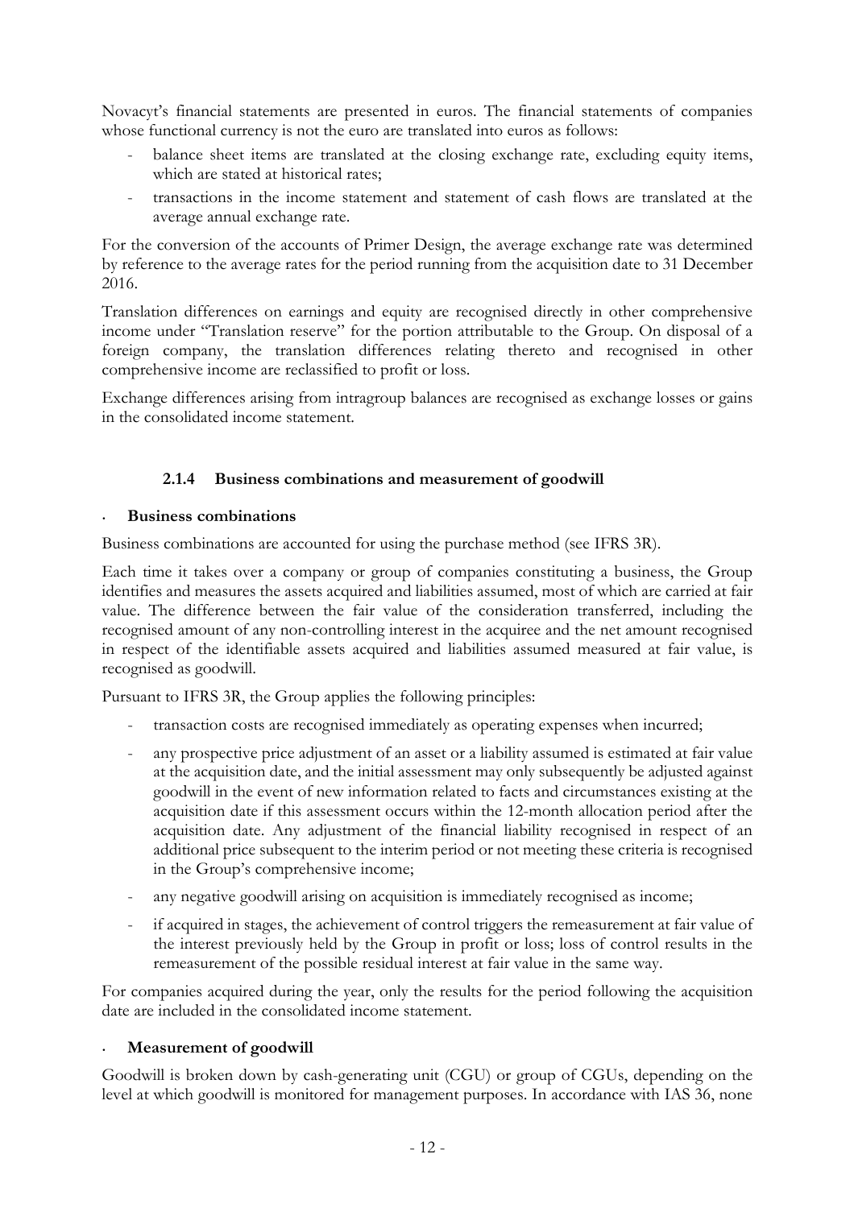Novacyt's financial statements are presented in euros. The financial statements of companies whose functional currency is not the euro are translated into euros as follows:

- balance sheet items are translated at the closing exchange rate, excluding equity items, which are stated at historical rates;
- transactions in the income statement and statement of cash flows are translated at the average annual exchange rate.

For the conversion of the accounts of Primer Design, the average exchange rate was determined by reference to the average rates for the period running from the acquisition date to 31 December 2016.

Translation differences on earnings and equity are recognised directly in other comprehensive income under "Translation reserve" for the portion attributable to the Group. On disposal of a foreign company, the translation differences relating thereto and recognised in other comprehensive income are reclassified to profit or loss.

Exchange differences arising from intragroup balances are recognised as exchange losses or gains in the consolidated income statement.

### 2.1.4 Business combinations and measurement of goodwill

- **Business combinations**

Business combinations are accounted for using the purchase method (see IFRS 3R).

Each time it takes over a company or group of companies constituting a business, the Group identifies and measures the assets acquired and liabilities assumed, most of which are carried at fair value. The difference between the fair value of the consideration transferred, including the recognised amount of any non-controlling interest in the acquiree and the net amount recognised in respect of the identifiable assets acquired and liabilities assumed measured at fair value, is recognised as goodwill.

Pursuant to IFRS 3R, the Group applies the following principles:

- transaction costs are recognised immediately as operating expenses when incurred;
- any prospective price adjustment of an asset or a liability assumed is estimated at fair value at the acquisition date, and the initial assessment may only subsequently be adjusted against goodwill in the event of new information related to facts and circumstances existing at the acquisition date if this assessment occurs within the 12-month allocation period after the acquisition date. Any adjustment of the financial liability recognised in respect of an additional price subsequent to the interim period or not meeting these criteria is recognised in the Group's comprehensive income;
- any negative goodwill arising on acquisition is immediately recognised as income;
- if acquired in stages, the achievement of control triggers the remeasurement at fair value of the interest previously held by the Group in profit or loss; loss of control results in the remeasurement of the possible residual interest at fair value in the same way.

For companies acquired during the year, only the results for the period following the acquisition date are included in the consolidated income statement.

- **Measurement of goodwill**

Goodwill is broken down by cash-generating unit (CGU) or group of CGUs, depending on the level at which goodwill is monitored for management purposes. In accordance with IAS 36, none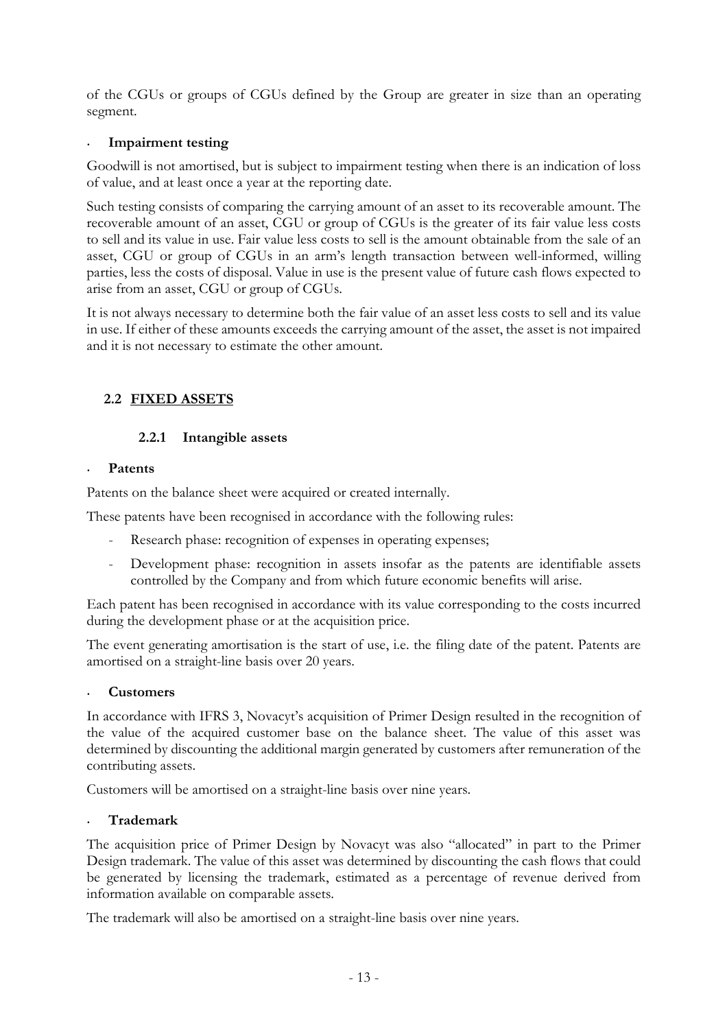of the CGUs or groups of CGUs defined by the Group are greater in size than an operating segment.

- **Impairment testing**

Goodwill is not amortised, but is subject to impairment testing when there is an indication of loss of value, and at least once a year at the reporting date.

Such testing consists of comparing the carrying amount of an asset to its recoverable amount. The recoverable amount of an asset, CGU or group of CGUs is the greater of its fair value less costs to sell and its value in use. Fair value less costs to sell is the amount obtainable from the sale of an asset, CGU or group of CGUs in an arm's length transaction between well-informed, willing parties, less the costs of disposal. Value in use is the present value of future cash flows expected to arise from an asset, CGU or group of CGUs.

It is not always necessary to determine both the fair value of an asset less costs to sell and its value in use. If either of these amounts exceeds the carrying amount of the asset, the asset is not impaired and it is not necessary to estimate the other amount.

## 2.2 FIXED ASSETS

### 2.2.1 Intangible assets

- **Patents**

Patents on the balance sheet were acquired or created internally.

These patents have been recognised in accordance with the following rules:

- Research phase: recognition of expenses in operating expenses;
- Development phase: recognition in assets insofar as the patents are identifiable assets controlled by the Company and from which future economic benefits will arise.

Each patent has been recognised in accordance with its value corresponding to the costs incurred during the development phase or at the acquisition price.

The event generating amortisation is the start of use, i.e. the filing date of the patent. Patents are amortised on a straight-line basis over 20 years.

- **Customers**

In accordance with IFRS 3, Novacyt's acquisition of Primer Design resulted in the recognition of the value of the acquired customer base on the balance sheet. The value of this asset was determined by discounting the additional margin generated by customers after remuneration of the contributing assets.

Customers will be amortised on a straight-line basis over nine years.

- **Trademark**

The acquisition price of Primer Design by Novacyt was also "allocated" in part to the Primer Design trademark. The value of this asset was determined by discounting the cash flows that could be generated by licensing the trademark, estimated as a percentage of revenue derived from information available on comparable assets.

The trademark will also be amortised on a straight-line basis over nine years.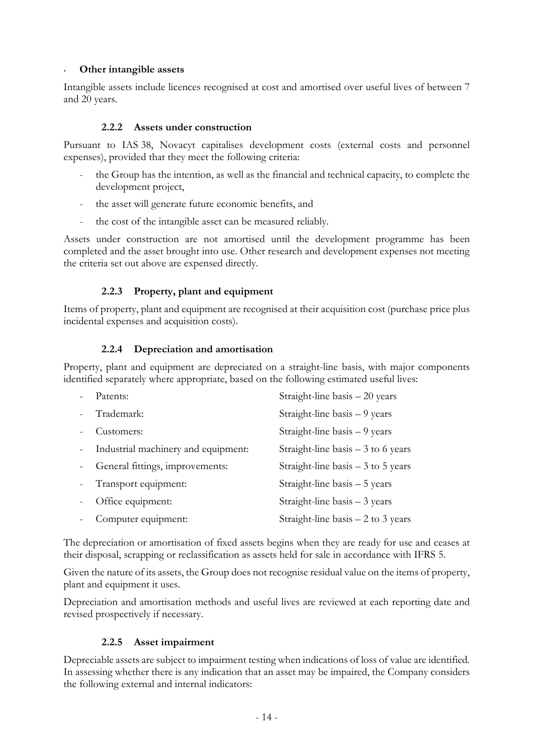- **Other intangible assets**

Intangible assets include licences recognised at cost and amortised over useful lives of between 7 and 20 years.

#### 2.2.2 Assets under construction

Pursuant to IAS 38, Novacyt capitalises development costs (external costs and personnel expenses), provided that they meet the following criteria:

- the Group has the intention, as well as the financial and technical capacity, to complete the development project,
- the asset will generate future economic benefits, and
- the cost of the intangible asset can be measured reliably.

Assets under construction are not amortised until the development programme has been completed and the asset brought into use. Other research and development expenses not meeting the criteria set out above are expensed directly.

#### 2.2.3 Property, plant and equipment

Items of property, plant and equipment are recognised at their acquisition cost (purchase price plus incidental expenses and acquisition costs).

#### 2.2.4 Depreciation and amortisation

Property, plant and equipment are depreciated on a straight-line basis, with major components identified separately where appropriate, based on the following estimated useful lives:

| | |
|---|---|
| - Patents: | Straight-line basis – 20 years |
| - Trademark: | Straight-line basis – 9 years |
| - Customers: | Straight-line basis – 9 years |
| - Industrial machinery and equipment: | Straight-line basis – 3 to 6 years |
| - General fittings, improvements: | Straight-line basis – 3 to 5 years |
| - Transport equipment: | Straight-line basis – 5 years |
| - Office equipment: | Straight-line basis – 3 years |
| - Computer equipment: | Straight-line basis – 2 to 3 years |

The depreciation or amortisation of fixed assets begins when they are ready for use and ceases at their disposal, scrapping or reclassification as assets held for sale in accordance with IFRS 5.

Given the nature of its assets, the Group does not recognise residual value on the items of property, plant and equipment it uses.

Depreciation and amortisation methods and useful lives are reviewed at each reporting date and revised prospectively if necessary.

#### 2.2.5 Asset impairment

Depreciable assets are subject to impairment testing when indications of loss of value are identified. In assessing whether there is any indication that an asset may be impaired, the Company considers the following external and internal indicators: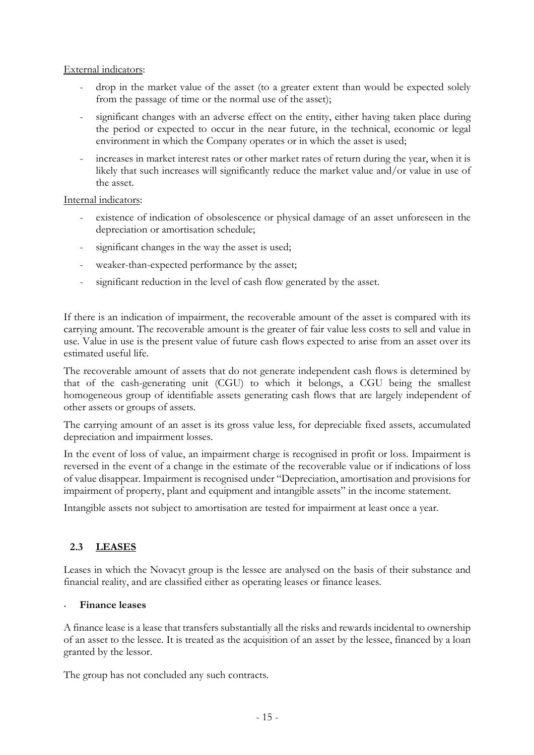External indicators:

- drop in the market value of the asset (to a greater extent than would be expected solely from the passage of time or the normal use of the asset);
- significant changes with an adverse effect on the entity, either having taken place during the period or expected to occur in the near future, in the technical, economic or legal environment in which the Company operates or in which the asset is used;
- increases in market interest rates or other market rates of return during the year, when it is likely that such increases will significantly reduce the market value and/or value in use of the asset.

Internal indicators:

- existence of indication of obsolescence or physical damage of an asset unforeseen in the depreciation or amortisation schedule;
- significant changes in the way the asset is used;
- weaker-than-expected performance by the asset;
- significant reduction in the level of cash flow generated by the asset.

If there is an indication of impairment, the recoverable amount of the asset is compared with its carrying amount. The recoverable amount is the greater of fair value less costs to sell and value in use. Value in use is the present value of future cash flows expected to arise from an asset over its estimated useful life.

The recoverable amount of assets that do not generate independent cash flows is determined by that of the cash-generating unit (CGU) to which it belongs, a CGU being the smallest homogeneous group of identifiable assets generating cash flows that are largely independent of other assets or groups of assets.

The carrying amount of an asset is its gross value less, for depreciable fixed assets, accumulated depreciation and impairment losses.

In the event of loss of value, an impairment charge is recognised in profit or loss. Impairment is reversed in the event of a change in the estimate of the recoverable value or if indications of loss of value disappear. Impairment is recognised under "Depreciation, amortisation and provisions for impairment of property, plant and equipment and intangible assets" in the income statement.

Intangible assets not subject to amortisation are tested for impairment at least once a year.

## 2.3 LEASES

Leases in which the Novacyt group is the lessee are analysed on the basis of their substance and financial reality, and are classified either as operating leases or finance leases.

- **Finance leases**

A finance lease is a lease that transfers substantially all the risks and rewards incidental to ownership of an asset to the lessee. It is treated as the acquisition of an asset by the lessee, financed by a loan granted by the lessor.

The group has not concluded any such contracts.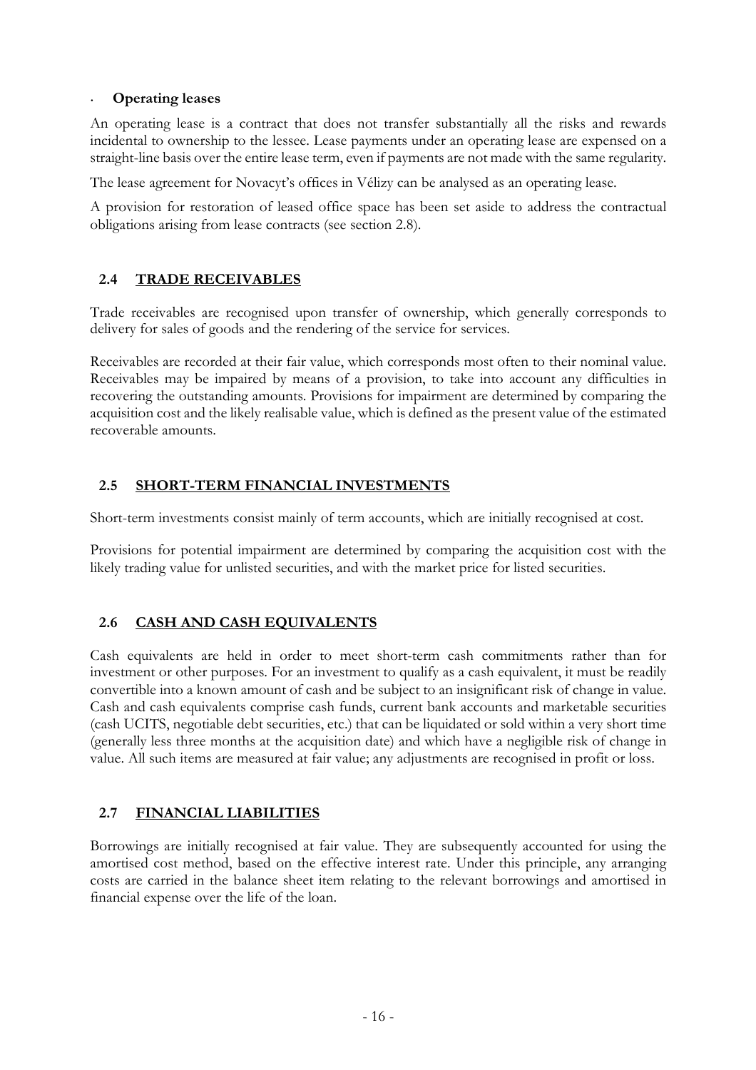- **Operating leases**

An operating lease is a contract that does not transfer substantially all the risks and rewards incidental to ownership to the lessee. Lease payments under an operating lease are expensed on a straight-line basis over the entire lease term, even if payments are not made with the same regularity.

The lease agreement for Novacyt's offices in Vélizy can be analysed as an operating lease.

A provision for restoration of leased office space has been set aside to address the contractual obligations arising from lease contracts (see section 2.8).

## 2.4 TRADE RECEIVABLES

Trade receivables are recognised upon transfer of ownership, which generally corresponds to delivery for sales of goods and the rendering of the service for services.

Receivables are recorded at their fair value, which corresponds most often to their nominal value. Receivables may be impaired by means of a provision, to take into account any difficulties in recovering the outstanding amounts. Provisions for impairment are determined by comparing the acquisition cost and the likely realisable value, which is defined as the present value of the estimated recoverable amounts.

## 2.5 SHORT-TERM FINANCIAL INVESTMENTS

Short-term investments consist mainly of term accounts, which are initially recognised at cost.

Provisions for potential impairment are determined by comparing the acquisition cost with the likely trading value for unlisted securities, and with the market price for listed securities.

## 2.6 CASH AND CASH EQUIVALENTS

Cash equivalents are held in order to meet short-term cash commitments rather than for investment or other purposes. For an investment to qualify as a cash equivalent, it must be readily convertible into a known amount of cash and be subject to an insignificant risk of change in value. Cash and cash equivalents comprise cash funds, current bank accounts and marketable securities (cash UCITS, negotiable debt securities, etc.) that can be liquidated or sold within a very short time (generally less three months at the acquisition date) and which have a negligible risk of change in value. All such items are measured at fair value; any adjustments are recognised in profit or loss.

## 2.7 FINANCIAL LIABILITIES

Borrowings are initially recognised at fair value. They are subsequently accounted for using the amortised cost method, based on the effective interest rate. Under this principle, any arranging costs are carried in the balance sheet item relating to the relevant borrowings and amortised in financial expense over the life of the loan.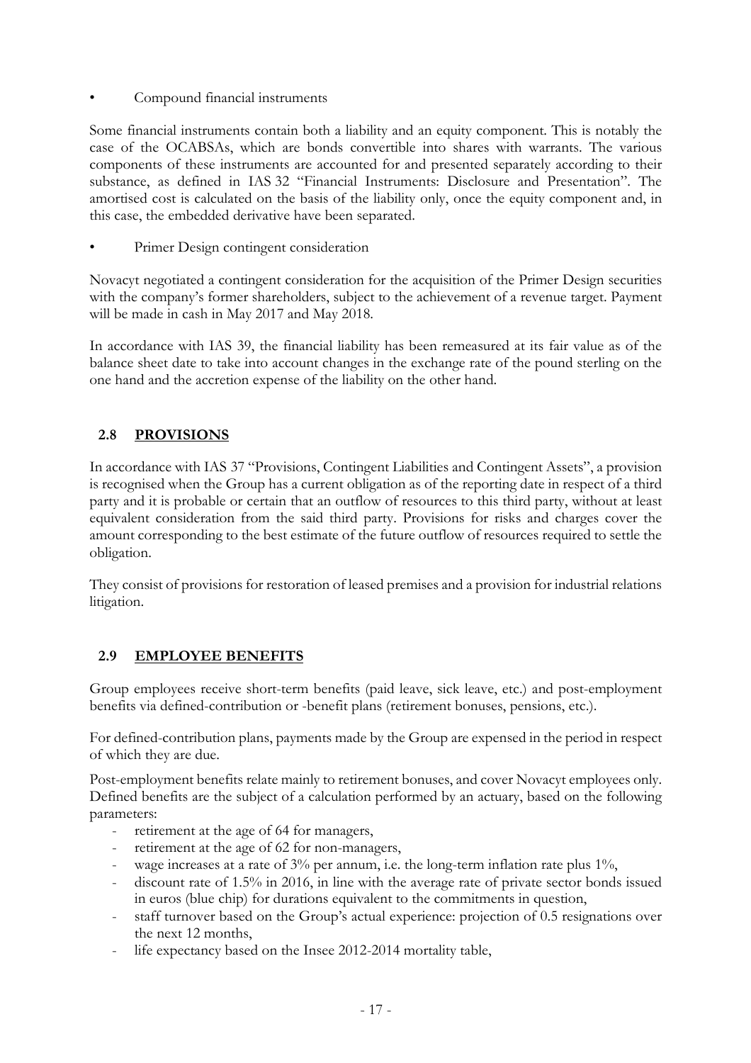- Compound financial instruments

Some financial instruments contain both a liability and an equity component. This is notably the case of the OCABSAs, which are bonds convertible into shares with warrants. The various components of these instruments are accounted for and presented separately according to their substance, as defined in IAS 32 "Financial Instruments: Disclosure and Presentation". The amortised cost is calculated on the basis of the liability only, once the equity component and, in this case, the embedded derivative have been separated.

- Primer Design contingent consideration

Novacyt negotiated a contingent consideration for the acquisition of the Primer Design securities with the company's former shareholders, subject to the achievement of a revenue target. Payment will be made in cash in May 2017 and May 2018.

In accordance with IAS 39, the financial liability has been remeasured at its fair value as of the balance sheet date to take into account changes in the exchange rate of the pound sterling on the one hand and the accretion expense of the liability on the other hand.

## 2.8 PROVISIONS

In accordance with IAS 37 "Provisions, Contingent Liabilities and Contingent Assets", a provision is recognised when the Group has a current obligation as of the reporting date in respect of a third party and it is probable or certain that an outflow of resources to this third party, without at least equivalent consideration from the said third party. Provisions for risks and charges cover the amount corresponding to the best estimate of the future outflow of resources required to settle the obligation.

They consist of provisions for restoration of leased premises and a provision for industrial relations litigation.

## 2.9 EMPLOYEE BENEFITS

Group employees receive short-term benefits (paid leave, sick leave, etc.) and post-employment benefits via defined-contribution or -benefit plans (retirement bonuses, pensions, etc.).

For defined-contribution plans, payments made by the Group are expensed in the period in respect of which they are due.

Post-employment benefits relate mainly to retirement bonuses, and cover Novacyt employees only. Defined benefits are the subject of a calculation performed by an actuary, based on the following parameters:

- retirement at the age of 64 for managers,
- retirement at the age of 62 for non-managers,
- wage increases at a rate of 3% per annum, i.e. the long-term inflation rate plus 1%,
- discount rate of 1.5% in 2016, in line with the average rate of private sector bonds issued in euros (blue chip) for durations equivalent to the commitments in question,
- staff turnover based on the Group's actual experience: projection of 0.5 resignations over the next 12 months,
- life expectancy based on the Insee 2012-2014 mortality table,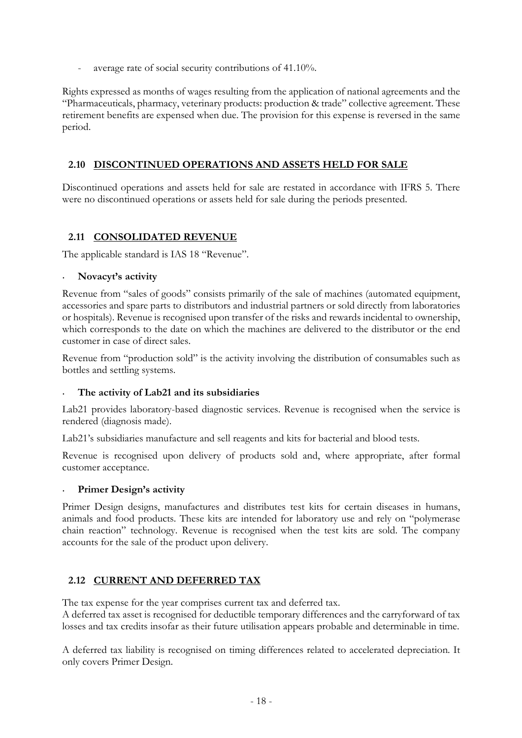- average rate of social security contributions of 41.10%.

Rights expressed as months of wages resulting from the application of national agreements and the "Pharmaceuticals, pharmacy, veterinary products: production & trade" collective agreement. These retirement benefits are expensed when due. The provision for this expense is reversed in the same period.

## 2.10 DISCONTINUED OPERATIONS AND ASSETS HELD FOR SALE

Discontinued operations and assets held for sale are restated in accordance with IFRS 5. There were no discontinued operations or assets held for sale during the periods presented.

## 2.11 CONSOLIDATED REVENUE

The applicable standard is IAS 18 "Revenue".

- **Novacyt's activity**

Revenue from "sales of goods" consists primarily of the sale of machines (automated equipment, accessories and spare parts to distributors and industrial partners or sold directly from laboratories or hospitals). Revenue is recognised upon transfer of the risks and rewards incidental to ownership, which corresponds to the date on which the machines are delivered to the distributor or the end customer in case of direct sales.

Revenue from "production sold" is the activity involving the distribution of consumables such as bottles and settling systems.

- **The activity of Lab21 and its subsidiaries**

Lab21 provides laboratory-based diagnostic services. Revenue is recognised when the service is rendered (diagnosis made).

Lab21's subsidiaries manufacture and sell reagents and kits for bacterial and blood tests.

Revenue is recognised upon delivery of products sold and, where appropriate, after formal customer acceptance.

- **Primer Design's activity**

Primer Design designs, manufactures and distributes test kits for certain diseases in humans, animals and food products. These kits are intended for laboratory use and rely on "polymerase chain reaction" technology. Revenue is recognised when the test kits are sold. The company accounts for the sale of the product upon delivery.

## 2.12 CURRENT AND DEFERRED TAX

The tax expense for the year comprises current tax and deferred tax.
A deferred tax asset is recognised for deductible temporary differences and the carryforward of tax losses and tax credits insofar as their future utilisation appears probable and determinable in time.

A deferred tax liability is recognised on timing differences related to accelerated depreciation. It only covers Primer Design.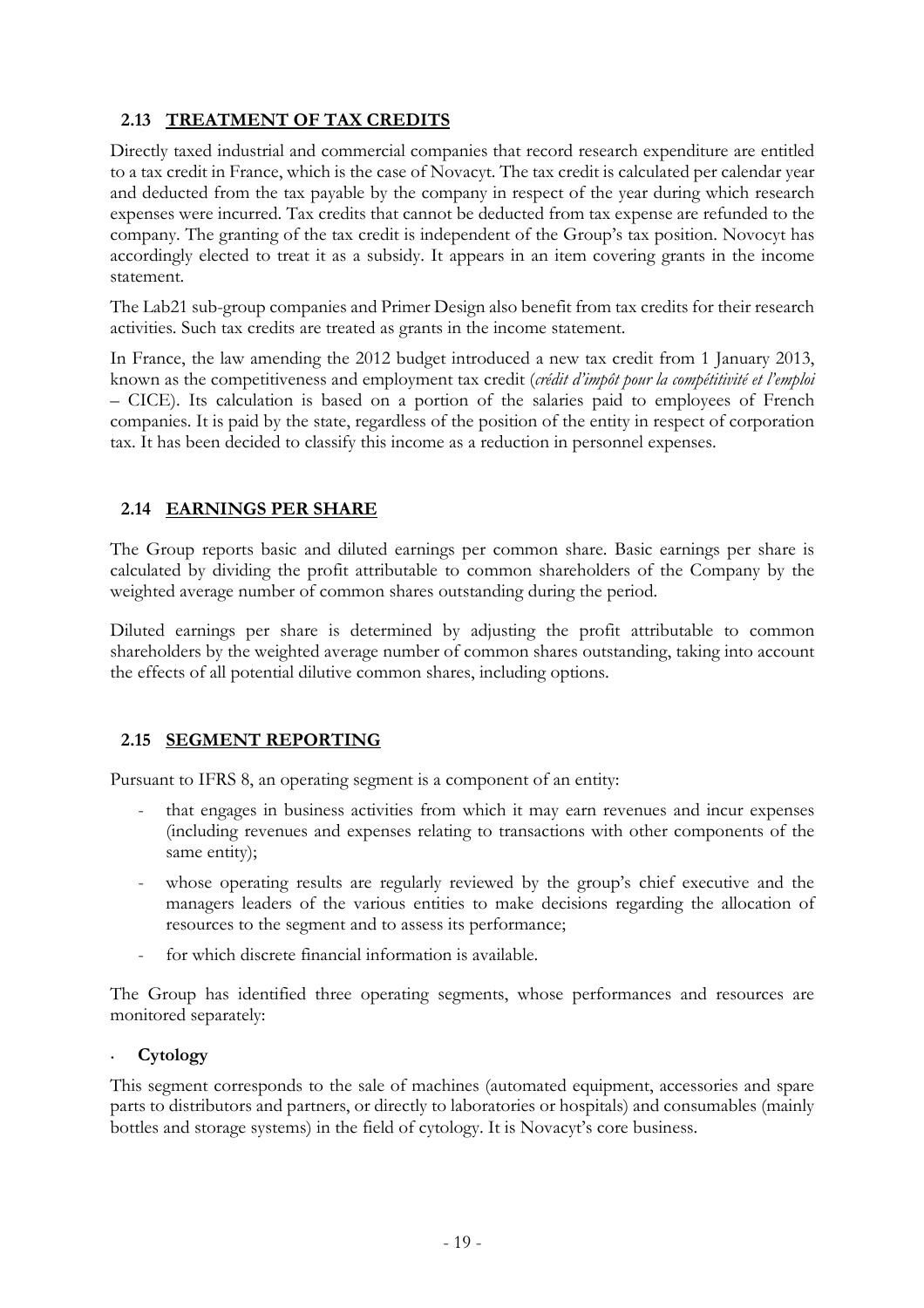## 2.13 TREATMENT OF TAX CREDITS

Directly taxed industrial and commercial companies that record research expenditure are entitled to a tax credit in France, which is the case of Novacyt. The tax credit is calculated per calendar year and deducted from the tax payable by the company in respect of the year during which research expenses were incurred. Tax credits that cannot be deducted from tax expense are refunded to the company. The granting of the tax credit is independent of the Group's tax position. Novocyt has accordingly elected to treat it as a subsidy. It appears in an item covering grants in the income statement.

The Lab21 sub-group companies and Primer Design also benefit from tax credits for their research activities. Such tax credits are treated as grants in the income statement.

In France, the law amending the 2012 budget introduced a new tax credit from 1 January 2013, known as the competitiveness and employment tax credit (*crédit d'impôt pour la compétitivité et l'emploi* – CICE). Its calculation is based on a portion of the salaries paid to employees of French companies. It is paid by the state, regardless of the position of the entity in respect of corporation tax. It has been decided to classify this income as a reduction in personnel expenses.

## 2.14 EARNINGS PER SHARE

The Group reports basic and diluted earnings per common share. Basic earnings per share is calculated by dividing the profit attributable to common shareholders of the Company by the weighted average number of common shares outstanding during the period.

Diluted earnings per share is determined by adjusting the profit attributable to common shareholders by the weighted average number of common shares outstanding, taking into account the effects of all potential dilutive common shares, including options.

## 2.15 SEGMENT REPORTING

Pursuant to IFRS 8, an operating segment is a component of an entity:

- that engages in business activities from which it may earn revenues and incur expenses (including revenues and expenses relating to transactions with other components of the same entity);
- whose operating results are regularly reviewed by the group's chief executive and the managers leaders of the various entities to make decisions regarding the allocation of resources to the segment and to assess its performance;
- for which discrete financial information is available.

The Group has identified three operating segments, whose performances and resources are monitored separately:

- **Cytology**

This segment corresponds to the sale of machines (automated equipment, accessories and spare parts to distributors and partners, or directly to laboratories or hospitals) and consumables (mainly bottles and storage systems) in the field of cytology. It is Novacyt's core business.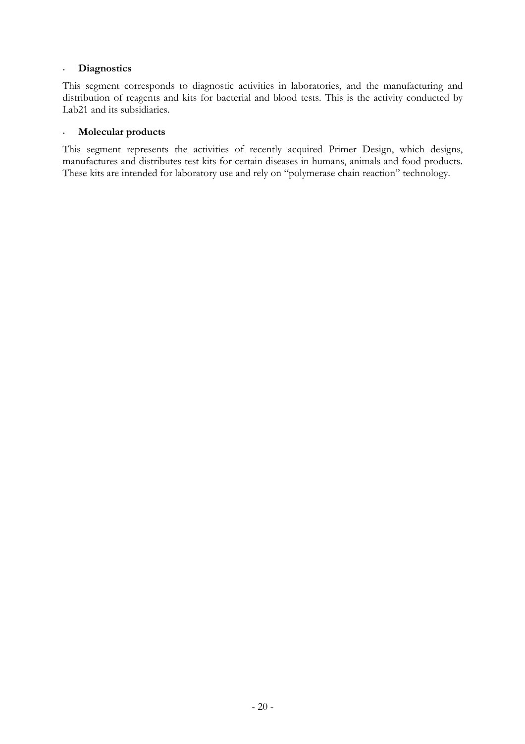- **Diagnostics**

This segment corresponds to diagnostic activities in laboratories, and the manufacturing and distribution of reagents and kits for bacterial and blood tests. This is the activity conducted by Lab21 and its subsidiaries.

- **Molecular products**

This segment represents the activities of recently acquired Primer Design, which designs, manufactures and distributes test kits for certain diseases in humans, animals and food products. These kits are intended for laboratory use and rely on "polymerase chain reaction" technology.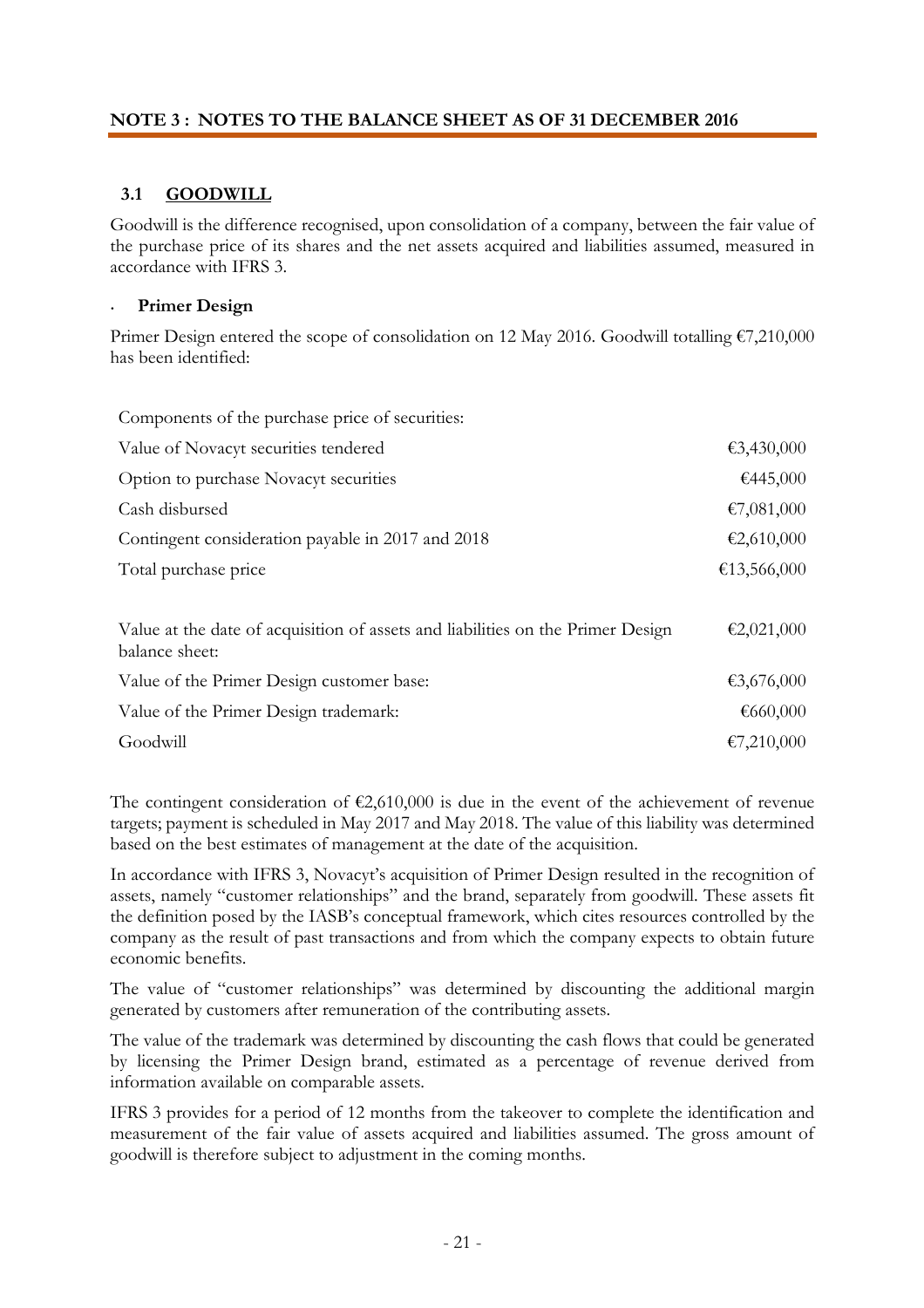## NOTE 3 : NOTES TO THE BALANCE SHEET AS OF 31 DECEMBER 2016

### 3.1 GOODWILL

Goodwill is the difference recognised, upon consolidation of a company, between the fair value of the purchase price of its shares and the net assets acquired and liabilities assumed, measured in accordance with IFRS 3.

- **Primer Design**

Primer Design entered the scope of consolidation on 12 May 2016. Goodwill totalling €7,210,000 has been identified:

| Components of the purchase price of securities: | |
|---|---|
| Value of Novacyt securities tendered | €3,430,000 |
| Option to purchase Novacyt securities | €445,000 |
| Cash disbursed | €7,081,000 |
| Contingent consideration payable in 2017 and 2018 | €2,610,000 |
| Total purchase price | €13,566,000 |
| | |
| Value at the date of acquisition of assets and liabilities on the Primer Design balance sheet: | €2,021,000 |
| Value of the Primer Design customer base: | €3,676,000 |
| Value of the Primer Design trademark: | €660,000 |
| Goodwill | €7,210,000 |

The contingent consideration of €2,610,000 is due in the event of the achievement of revenue targets; payment is scheduled in May 2017 and May 2018. The value of this liability was determined based on the best estimates of management at the date of the acquisition.

In accordance with IFRS 3, Novacyt's acquisition of Primer Design resulted in the recognition of assets, namely "customer relationships" and the brand, separately from goodwill. These assets fit the definition posed by the IASB's conceptual framework, which cites resources controlled by the company as the result of past transactions and from which the company expects to obtain future economic benefits.

The value of "customer relationships" was determined by discounting the additional margin generated by customers after remuneration of the contributing assets.

The value of the trademark was determined by discounting the cash flows that could be generated by licensing the Primer Design brand, estimated as a percentage of revenue derived from information available on comparable assets.

IFRS 3 provides for a period of 12 months from the takeover to complete the identification and measurement of the fair value of assets acquired and liabilities assumed. The gross amount of goodwill is therefore subject to adjustment in the coming months.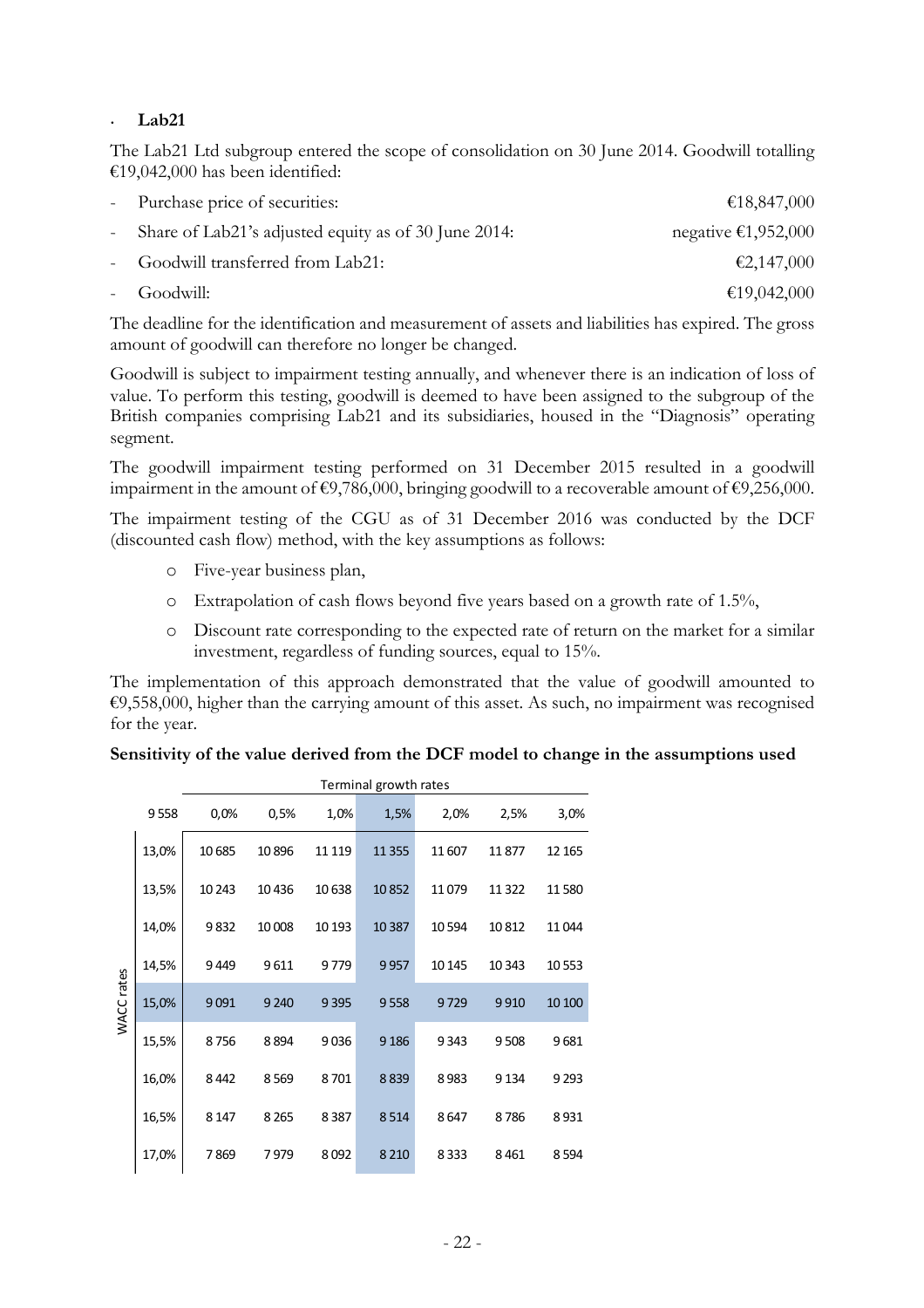- **Lab21**

The Lab21 Ltd subgroup entered the scope of consolidation on 30 June 2014. Goodwill totalling €19,042,000 has been identified:

| | |
|---|---|
| - Purchase price of securities: | €18,847,000 |
| - Share of Lab21's adjusted equity as of 30 June 2014: | negative €1,952,000 |
| - Goodwill transferred from Lab21: | €2,147,000 |
| - Goodwill: | €19,042,000 |

The deadline for the identification and measurement of assets and liabilities has expired. The gross amount of goodwill can therefore no longer be changed.

Goodwill is subject to impairment testing annually, and whenever there is an indication of loss of value. To perform this testing, goodwill is deemed to have been assigned to the subgroup of the British companies comprising Lab21 and its subsidiaries, housed in the "Diagnosis" operating segment.

The goodwill impairment testing performed on 31 December 2015 resulted in a goodwill impairment in the amount of €9,786,000, bringing goodwill to a recoverable amount of €9,256,000.

The impairment testing of the CGU as of 31 December 2016 was conducted by the DCF (discounted cash flow) method, with the key assumptions as follows:

- Five-year business plan,
- Extrapolation of cash flows beyond five years based on a growth rate of 1.5%,
- Discount rate corresponding to the expected rate of return on the market for a similar investment, regardless of funding sources, equal to 15%.

The implementation of this approach demonstrated that the value of goodwill amounted to €9,558,000, higher than the carrying amount of this asset. As such, no impairment was recognised for the year.

**Sensitivity of the value derived from the DCF model to change in the assumptions used**

| | | Terminal growth rates | | | | | | |
|---|---|---|---|---|---|---|---|---|
| | 9 558 | 0,0% | 0,5% | 1,0% | 1,5% | 2,0% | 2,5% | 3,0% |
| WACC rates | 13,0% | 10 685 | 10 896 | 11 119 | 11 355 | 11 607 | 11 877 | 12 165 |
| | 13,5% | 10 243 | 10 436 | 10 638 | 10 852 | 11 079 | 11 322 | 11 580 |
| | 14,0% | 9 832 | 10 008 | 10 193 | 10 387 | 10 594 | 10 812 | 11 044 |
| | 14,5% | 9 449 | 9 611 | 9 779 | 9 957 | 10 145 | 10 343 | 10 553 |
| | 15,0% | 9 091 | 9 240 | 9 395 | 9 558 | 9 729 | 9 910 | 10 100 |
| | 15,5% | 8 756 | 8 894 | 9 036 | 9 186 | 9 343 | 9 508 | 9 681 |
| | 16,0% | 8 442 | 8 569 | 8 701 | 8 839 | 8 983 | 9 134 | 9 293 |
| | 16,5% | 8 147 | 8 265 | 8 387 | 8 514 | 8 647 | 8 786 | 8 931 |
| | 17,0% | 7 869 | 7 979 | 8 092 | 8 210 | 8 333 | 8 461 | 8 594 |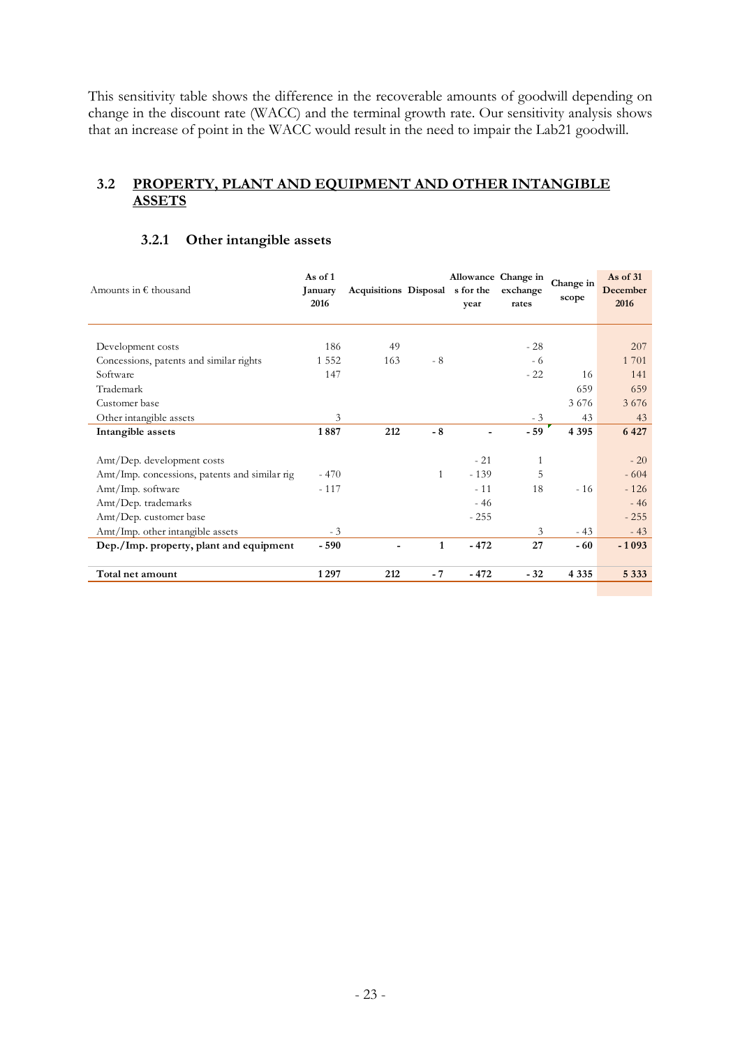This sensitivity table shows the difference in the recoverable amounts of goodwill depending on change in the discount rate (WACC) and the terminal growth rate. Our sensitivity analysis shows that an increase of point in the WACC would result in the need to impair the Lab21 goodwill.

## 3.2 PROPERTY, PLANT AND EQUIPMENT AND OTHER INTANGIBLE ASSETS

### 3.2.1 Other intangible assets

| Amounts in € thousand | As of 1 January 2016 | Acquisitions | Disposal | Allowances for the year | Change in exchange rates | Change in scope | As of 31 December 2016 |
|---|---|---|---|---|---|---|---|
| Development costs | 186 | 49 | | | - 28 | | 207 |
| Concessions, patents and similar rights | 1 552 | 163 | - 8 | | - 6 | | 1 701 |
| Software | 147 | | | | - 22 | 16 | 141 |
| Trademark | | | | | | 659 | 659 |
| Customer base | | | | | | 3 676 | 3 676 |
| Other intangible assets | 3 | | | | - 3 | 43 | 43 |
| **Intangible assets** | **1 887** | **212** | **- 8** | **-** | **- 59** | **4 395** | **6 427** |
| Amt/Dep. development costs | | | | - 21 | 1 | | - 20 |
| Amt/Imp. concessions, patents and similar rig | - 470 | | 1 | - 139 | 5 | | - 604 |
| Amt/Imp. software | - 117 | | | - 11 | 18 | - 16 | - 126 |
| Amt/Dep. trademarks | | | | - 46 | | | - 46 |
| Amt/Dep. customer base | | | | - 255 | | | - 255 |
| Amt/Imp. other intangible assets | - 3 | | | | 3 | - 43 | - 43 |
| **Dep./Imp. property, plant and equipment** | **- 590** | **-** | **1** | **- 472** | **27** | **- 60** | **- 1 093** |
| **Total net amount** | **1 297** | **212** | **- 7** | **- 472** | **- 32** | **4 335** | **5 333** |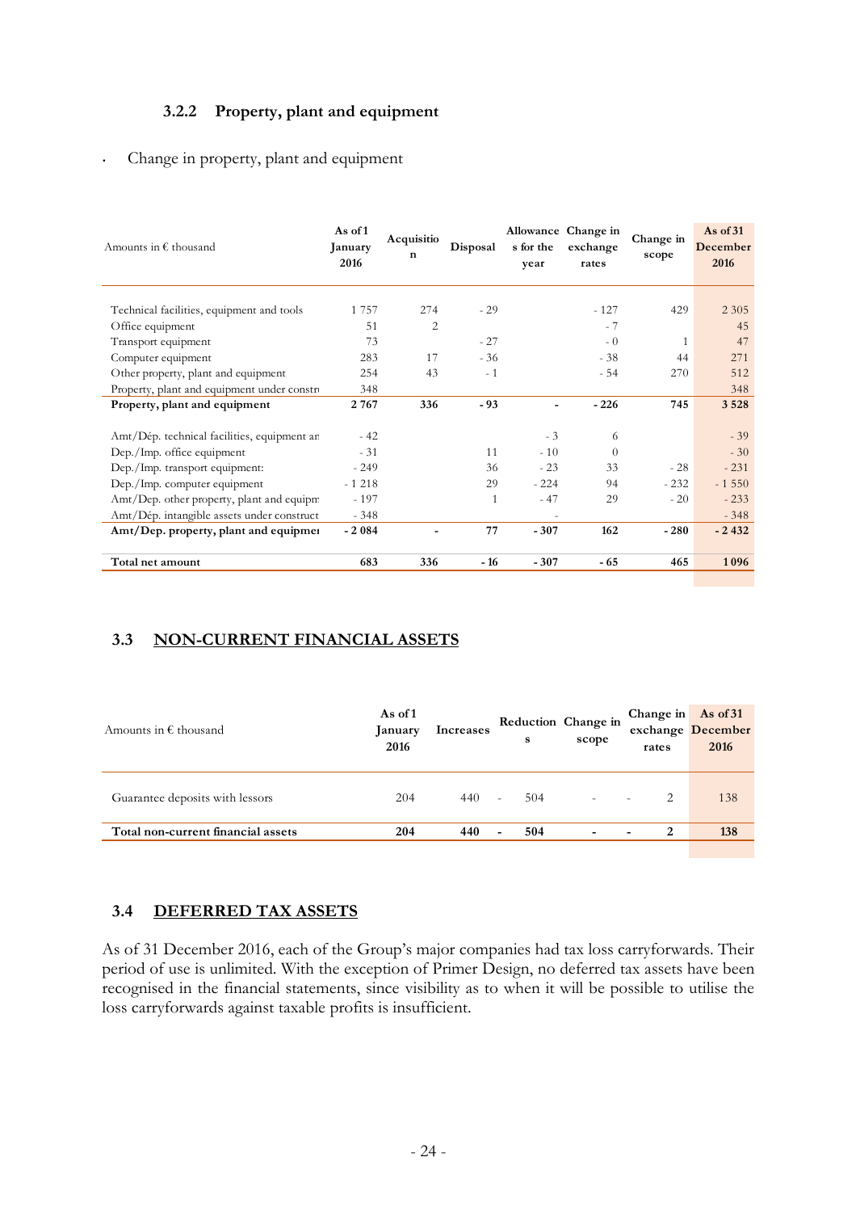### 3.2.2 Property, plant and equipment

- Change in property, plant and equipment

| Amounts in € thousand | As of 1 January 2016 | Acquisition | Disposal | Allowances for the year | Change in exchange rates | Change in scope | As of 31 December 2016 |
|---|---|---|---|---|---|---|---|
| Technical facilities, equipment and tools | 1 757 | 274 | - 29 | | - 127 | 429 | 2 305 |
| Office equipment | 51 | 2 | | | - 7 | | 45 |
| Transport equipment | 73 | | - 27 | | - 0 | 1 | 47 |
| Computer equipment | 283 | 17 | - 36 | | - 38 | 44 | 271 |
| Other property, plant and equipment | 254 | 43 | - 1 | | - 54 | 270 | 512 |
| Property, plant and equipment under constr | 348 | | | | | | 348 |
| **Property, plant and equipment** | **2 767** | **336** | **- 93** | **-** | **- 226** | **745** | **3 528** |
| Amt/Dép. technical facilities, equipment an | - 42 | | | - 3 | 6 | | - 39 |
| Dep./Imp. office equipment | - 31 | | 11 | - 10 | 0 | | - 30 |
| Dep./Imp. transport equipment: | - 249 | | 36 | - 23 | 33 | - 28 | - 231 |
| Dep./Imp. computer equipment | - 1 218 | | 29 | - 224 | 94 | - 232 | - 1 550 |
| Amt/Dep. other property, plant and equipm | - 197 | | 1 | - 47 | 29 | - 20 | - 233 |
| Amt/Dép. intangible assets under construct | - 348 | | | - | | | - 348 |
| **Amt/Dep. property, plant and equipmen** | **- 2 084** | **-** | **77** | **- 307** | **162** | **- 280** | **- 2 432** |
| **Total net amount** | **683** | **336** | **- 16** | **- 307** | **- 65** | **465** | **1 096** |

### 3.3 NON-CURRENT FINANCIAL ASSETS

| Amounts in € thousand | As of 1 January 2016 | Increases | Reductions | Change in scope | Change in exchange rates | As of 31 December 2016 |
|---|---|---|---|---|---|---|
| Guarantee deposits with lessors | 204 | 440 | - 504 | - | - 2 | 138 |
| **Total non-current financial assets** | **204** | **440** | **- 504** | **-** | **- 2** | **138** |

### 3.4 DEFERRED TAX ASSETS

As of 31 December 2016, each of the Group's major companies had tax loss carryforwards. Their period of use is unlimited. With the exception of Primer Design, no deferred tax assets have been recognised in the financial statements, since visibility as to when it will be possible to utilise the loss carryforwards against taxable profits is insufficient.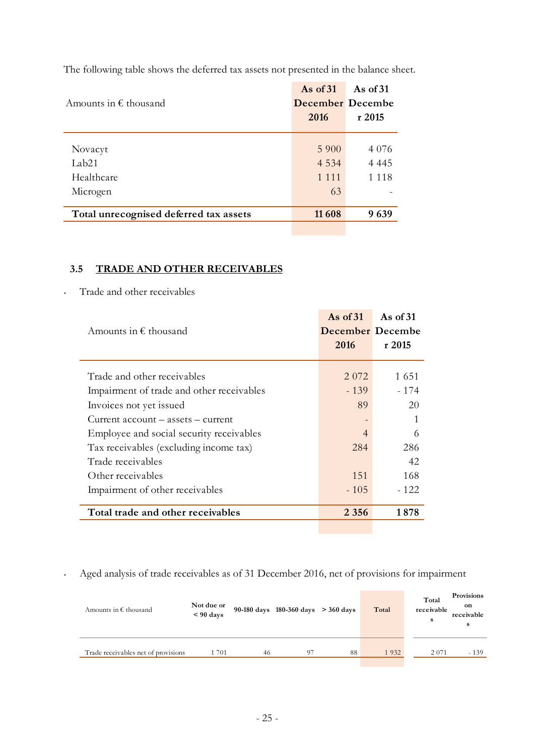The following table shows the deferred tax assets not presented in the balance sheet.

| Amounts in € thousand | As of 31 December 2016 | As of 31 December 2015 |
|---|---|---|
| Novacyt | 5 900 | 4 076 |
| Lab21 | 4 534 | 4 445 |
| Healthcare | 1 111 | 1 118 |
| Microgen | 63 | - |
| **Total unrecognised deferred tax assets** | **11 608** | **9 639** |

### 3.5 TRADE AND OTHER RECEIVABLES

- Trade and other receivables

| Amounts in € thousand | As of 31 December 2016 | As of 31 December 2015 |
|---|---|---|
| Trade and other receivables | 2 072 | 1 651 |
| Impairment of trade and other receivables | - 139 | - 174 |
| Invoices not yet issued | 89 | 20 |
| Current account – assets – current | - | 1 |
| Employee and social security receivables | 4 | 6 |
| Tax receivables (excluding income tax) | 284 | 286 |
| Trade receivables | | 42 |
| Other receivables | 151 | 168 |
| Impairment of other receivables | - 105 | - 122 |
| **Total trade and other receivables** | **2 356** | **1 878** |

- Aged analysis of trade receivables as of 31 December 2016, net of provisions for impairment

| Amounts in € thousand | Not due or < 90 days | 90-180 days | 180-360 days | > 360 days | Total | Total receivables | Provisions on receivables |
|---|---|---|---|---|---|---|---|
| Trade receivables net of provisions | 1 701 | 46 | 97 | 88 | 1 932 | 2 071 | - 139 |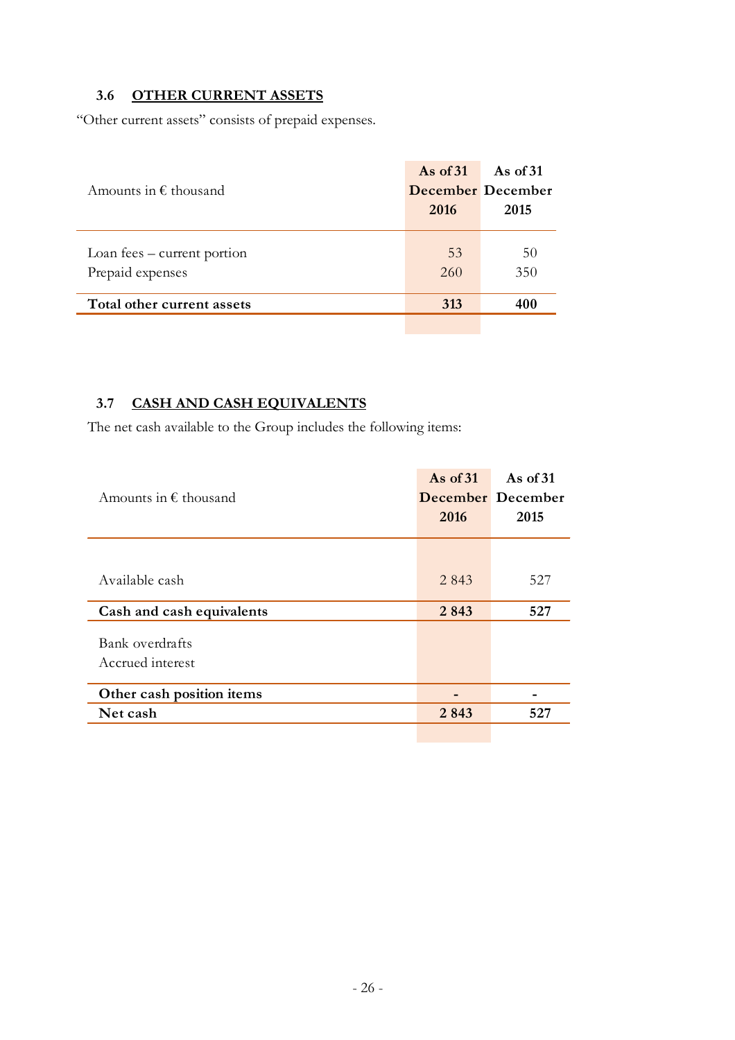### 3.6 OTHER CURRENT ASSETS

"Other current assets" consists of prepaid expenses.

| Amounts in € thousand | As of 31 December 2016 | As of 31 December 2015 |
|---|---|---|
| Loan fees – current portion | 53 | 50 |
| Prepaid expenses | 260 | 350 |
| **Total other current assets** | **313** | **400** |

### 3.7 CASH AND CASH EQUIVALENTS

The net cash available to the Group includes the following items:

| Amounts in € thousand | As of 31 December 2016 | As of 31 December 2015 |
|---|---|---|
| Available cash | 2 843 | 527 |
| **Cash and cash equivalents** | **2 843** | **527** |
| Bank overdrafts | | |
| Accrued interest | | |
| **Other cash position items** | **-** | **-** |
| **Net cash** | **2 843** | **527** |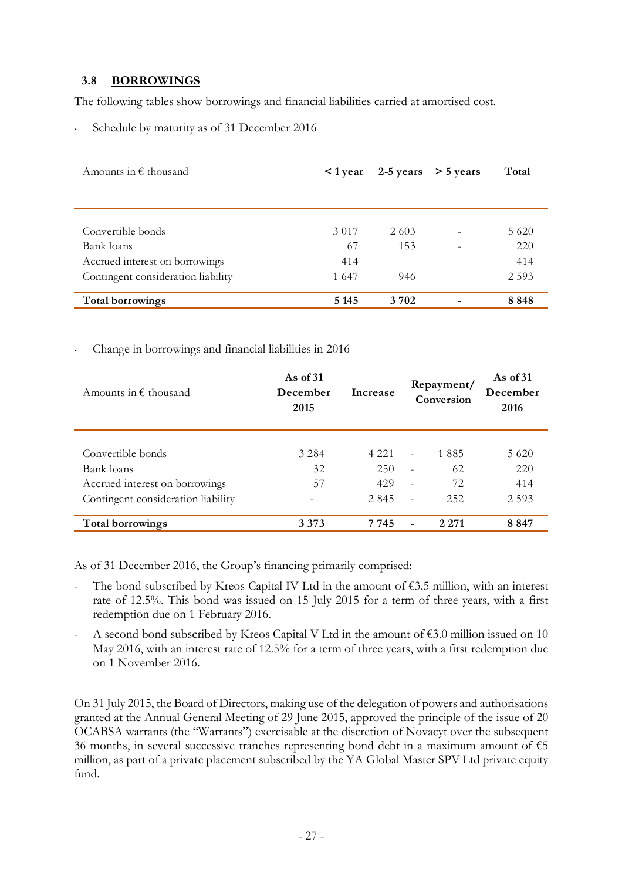### 3.8 BORROWINGS

The following tables show borrowings and financial liabilities carried at amortised cost.

- Schedule by maturity as of 31 December 2016

| Amounts in € thousand | < 1 year | 2-5 years | > 5 years | Total |
|---|---|---|---|---|
| Convertible bonds | 3 017 | 2 603 | - | 5 620 |
| Bank loans | 67 | 153 | - | 220 |
| Accrued interest on borrowings | 414 | | | 414 |
| Contingent consideration liability | 1 647 | 946 | | 2 593 |
| **Total borrowings** | **5 145** | **3 702** | **-** | **8 848** |

- Change in borrowings and financial liabilities in 2016

| Amounts in € thousand | As of 31 December 2015 | Increase | Repayment/ Conversion | As of 31 December 2016 |
|---|---|---|---|---|
| Convertible bonds | 3 284 | 4 221 | - 1 885 | 5 620 |
| Bank loans | 32 | 250 | - 62 | 220 |
| Accrued interest on borrowings | 57 | 429 | - 72 | 414 |
| Contingent consideration liability | - | 2 845 | - 252 | 2 593 |
| **Total borrowings** | **3 373** | **7 745** | **- 2 271** | **8 847** |

As of 31 December 2016, the Group's financing primarily comprised:

- The bond subscribed by Kreos Capital IV Ltd in the amount of €3.5 million, with an interest rate of 12.5%. This bond was issued on 15 July 2015 for a term of three years, with a first redemption due on 1 February 2016.
- A second bond subscribed by Kreos Capital V Ltd in the amount of €3.0 million issued on 10 May 2016, with an interest rate of 12.5% for a term of three years, with a first redemption due on 1 November 2016.

On 31 July 2015, the Board of Directors, making use of the delegation of powers and authorisations granted at the Annual General Meeting of 29 June 2015, approved the principle of the issue of 20 OCABSA warrants (the "Warrants") exercisable at the discretion of Novacyt over the subsequent 36 months, in several successive tranches representing bond debt in a maximum amount of €5 million, as part of a private placement subscribed by the YA Global Master SPV Ltd private equity fund.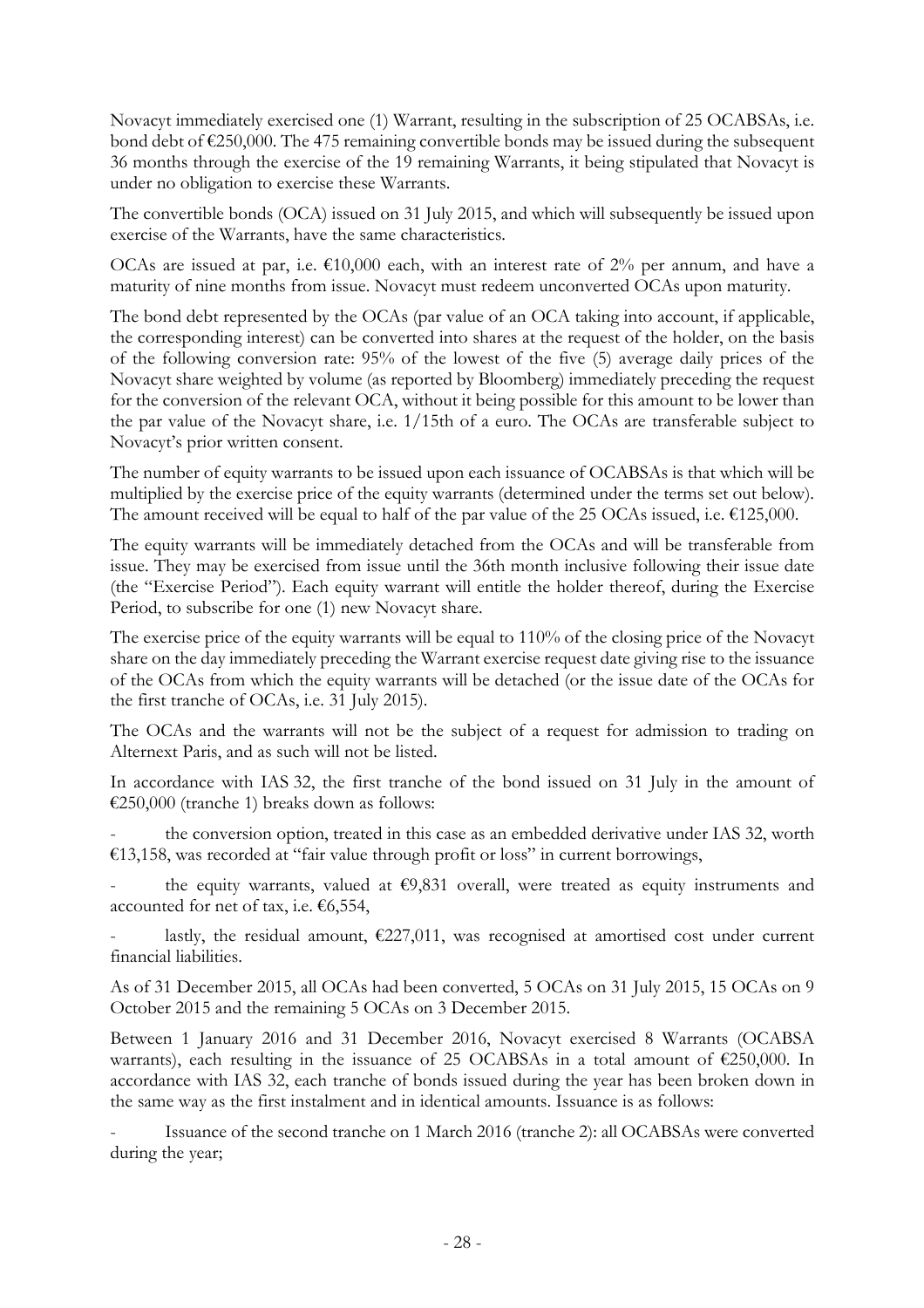Novacyt immediately exercised one (1) Warrant, resulting in the subscription of 25 OCABSAs, i.e. bond debt of €250,000. The 475 remaining convertible bonds may be issued during the subsequent 36 months through the exercise of the 19 remaining Warrants, it being stipulated that Novacyt is under no obligation to exercise these Warrants.

The convertible bonds (OCA) issued on 31 July 2015, and which will subsequently be issued upon exercise of the Warrants, have the same characteristics.

OCAs are issued at par, i.e. €10,000 each, with an interest rate of 2% per annum, and have a maturity of nine months from issue. Novacyt must redeem unconverted OCAs upon maturity.

The bond debt represented by the OCAs (par value of an OCA taking into account, if applicable, the corresponding interest) can be converted into shares at the request of the holder, on the basis of the following conversion rate: 95% of the lowest of the five (5) average daily prices of the Novacyt share weighted by volume (as reported by Bloomberg) immediately preceding the request for the conversion of the relevant OCA, without it being possible for this amount to be lower than the par value of the Novacyt share, i.e. 1/15th of a euro. The OCAs are transferable subject to Novacyt's prior written consent.

The number of equity warrants to be issued upon each issuance of OCABSAs is that which will be multiplied by the exercise price of the equity warrants (determined under the terms set out below). The amount received will be equal to half of the par value of the 25 OCAs issued, i.e. €125,000.

The equity warrants will be immediately detached from the OCAs and will be transferable from issue. They may be exercised from issue until the 36th month inclusive following their issue date (the "Exercise Period"). Each equity warrant will entitle the holder thereof, during the Exercise Period, to subscribe for one (1) new Novacyt share.

The exercise price of the equity warrants will be equal to 110% of the closing price of the Novacyt share on the day immediately preceding the Warrant exercise request date giving rise to the issuance of the OCAs from which the equity warrants will be detached (or the issue date of the OCAs for the first tranche of OCAs, i.e. 31 July 2015).

The OCAs and the warrants will not be the subject of a request for admission to trading on Alternext Paris, and as such will not be listed.

In accordance with IAS 32, the first tranche of the bond issued on 31 July in the amount of €250,000 (tranche 1) breaks down as follows:

- the conversion option, treated in this case as an embedded derivative under IAS 32, worth €13,158, was recorded at "fair value through profit or loss" in current borrowings,
- the equity warrants, valued at €9,831 overall, were treated as equity instruments and accounted for net of tax, i.e. €6,554,
- lastly, the residual amount, €227,011, was recognised at amortised cost under current financial liabilities.

As of 31 December 2015, all OCAs had been converted, 5 OCAs on 31 July 2015, 15 OCAs on 9 October 2015 and the remaining 5 OCAs on 3 December 2015.

Between 1 January 2016 and 31 December 2016, Novacyt exercised 8 Warrants (OCABSA warrants), each resulting in the issuance of 25 OCABSAs in a total amount of €250,000. In accordance with IAS 32, each tranche of bonds issued during the year has been broken down in the same way as the first instalment and in identical amounts. Issuance is as follows:

- Issuance of the second tranche on 1 March 2016 (tranche 2): all OCABSAs were converted during the year;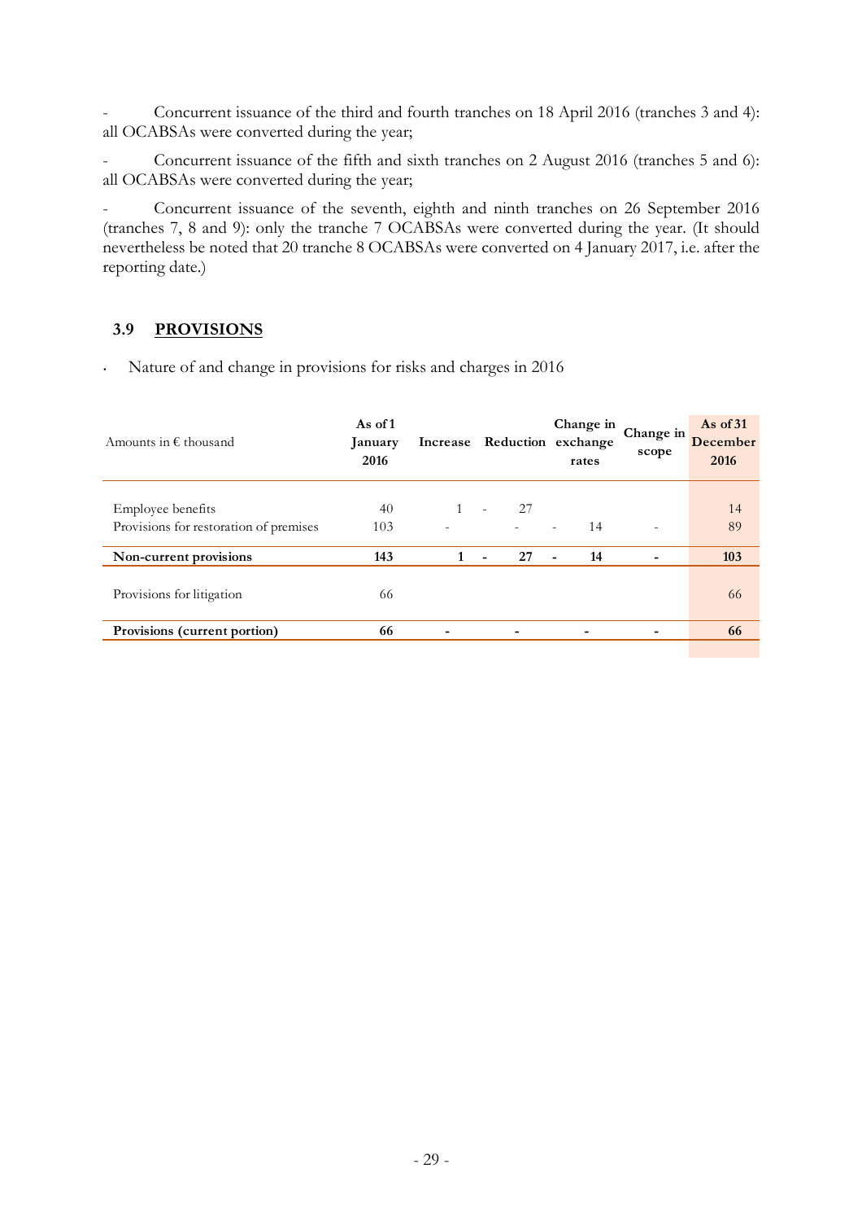- Concurrent issuance of the third and fourth tranches on 18 April 2016 (tranches 3 and 4): all OCABSAs were converted during the year;

- Concurrent issuance of the fifth and sixth tranches on 2 August 2016 (tranches 5 and 6): all OCABSAs were converted during the year;

- Concurrent issuance of the seventh, eighth and ninth tranches on 26 September 2016 (tranches 7, 8 and 9): only the tranche 7 OCABSAs were converted during the year. (It should nevertheless be noted that 20 tranche 8 OCABSAs were converted on 4 January 2017, i.e. after the reporting date.)

## 3.9 PROVISIONS

- Nature of and change in provisions for risks and charges in 2016

| Amounts in € thousand | As of 1 January 2016 | Increase | Reduction | Change in exchange rates | Change in scope | As of 31 December 2016 |
|---|---|---|---|---|---|---|
| Employee benefits | 40 | 1 | - 27 | | | 14 |
| Provisions for restoration of premises | 103 | - | - | - 14 | - | 89 |
| **Non-current provisions** | **143** | **1** | **- 27** | **- 14** | **-** | **103** |
| Provisions for litigation | 66 | | | | | 66 |
| **Provisions (current portion)** | **66** | **-** | **-** | **-** | **-** | **66** |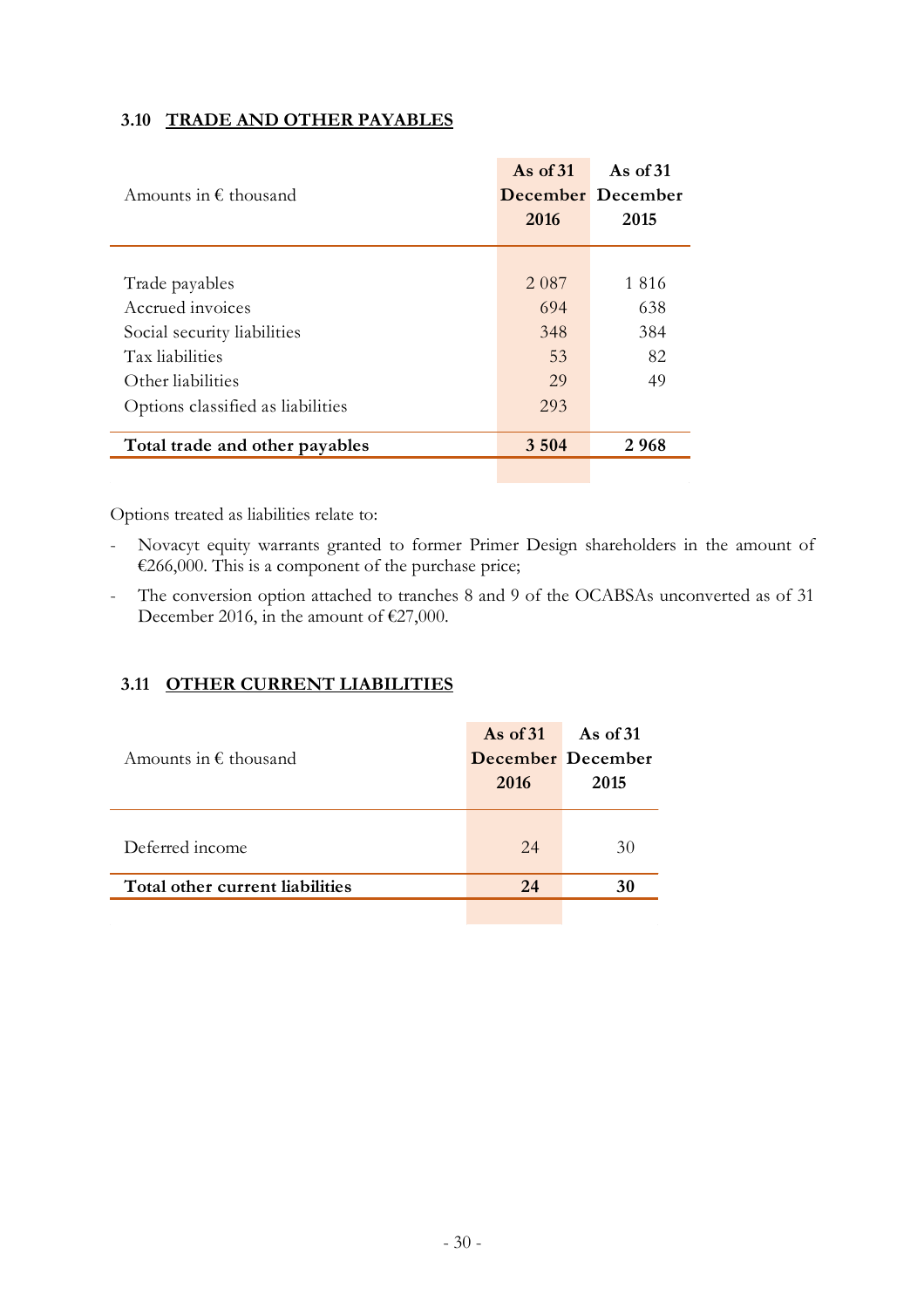### 3.10 TRADE AND OTHER PAYABLES

| Amounts in € thousand | As of 31 December 2016 | As of 31 December 2015 |
|---|---|---|
| Trade payables | 2 087 | 1 816 |
| Accrued invoices | 694 | 638 |
| Social security liabilities | 348 | 384 |
| Tax liabilities | 53 | 82 |
| Other liabilities | 29 | 49 |
| Options classified as liabilities | 293 | |
| **Total trade and other payables** | **3 504** | **2 968** |

Options treated as liabilities relate to:

- Novacyt equity warrants granted to former Primer Design shareholders in the amount of €266,000. This is a component of the purchase price;
- The conversion option attached to tranches 8 and 9 of the OCABSAs unconverted as of 31 December 2016, in the amount of €27,000.

### 3.11 OTHER CURRENT LIABILITIES

| Amounts in € thousand | As of 31 December 2016 | As of 31 December 2015 |
|---|---|---|
| Deferred income | 24 | 30 |
| **Total other current liabilities** | **24** | **30** |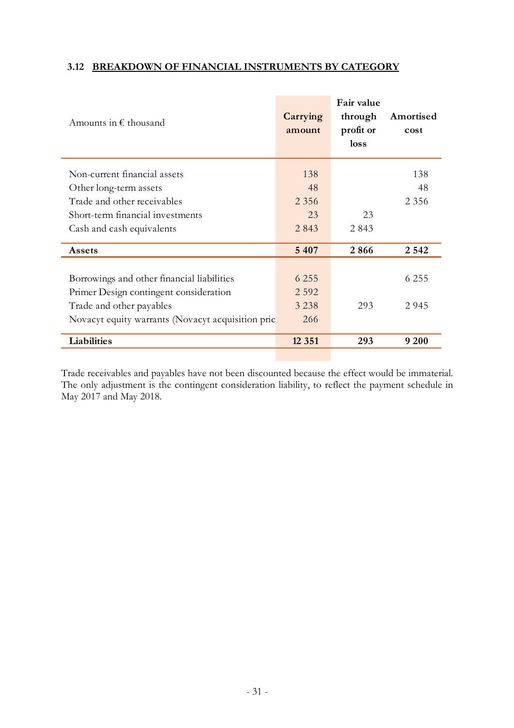### 3.12 BREAKDOWN OF FINANCIAL INSTRUMENTS BY CATEGORY

| Amounts in € thousand | Carrying amount | Fair value through profit or loss | Amortised cost |
|---|---|---|---|
| Non-current financial assets | 138 | | 138 |
| Other long-term assets | 48 | | 48 |
| Trade and other receivables | 2 356 | | 2 356 |
| Short-term financial investments | 23 | 23 | |
| Cash and cash equivalents | 2 843 | 2 843 | |
| **Assets** | **5 407** | **2 866** | **2 542** |
| Borrowings and other financial liabilities | 6 255 | | 6 255 |
| Primer Design contingent consideration | 2 592 | | |
| Trade and other payables | 3 238 | 293 | 2 945 |
| Novacyt equity warrants (Novacyt acquisition pric | 266 | | |
| **Liabilities** | **12 351** | **293** | **9 200** |

Trade receivables and payables have not been discounted because the effect would be immaterial. The only adjustment is the contingent consideration liability, to reflect the payment schedule in May 2017 and May 2018.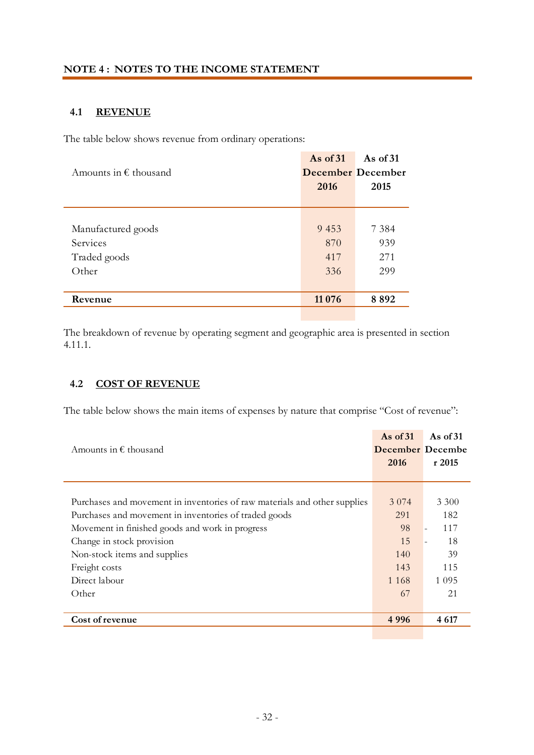## NOTE 4 : NOTES TO THE INCOME STATEMENT

### 4.1 REVENUE

The table below shows revenue from ordinary operations:

| Amounts in € thousand | As of 31 December 2016 | As of 31 December 2015 |
|---|---|---|
| Manufactured goods | 9 453 | 7 384 |
| Services | 870 | 939 |
| Traded goods | 417 | 271 |
| Other | 336 | 299 |
| **Revenue** | **11 076** | **8 892** |

The breakdown of revenue by operating segment and geographic area is presented in section 4.11.1.

### 4.2 COST OF REVENUE

The table below shows the main items of expenses by nature that comprise "Cost of revenue":

| Amounts in € thousand | As of 31 December 2016 | As of 31 December 2015 |
|---|---|---|
| Purchases and movement in inventories of raw materials and other supplies | 3 074 | 3 300 |
| Purchases and movement in inventories of traded goods | 291 | 182 |
| Movement in finished goods and work in progress | 98 | - 117 |
| Change in stock provision | 15 | - 18 |
| Non-stock items and supplies | 140 | 39 |
| Freight costs | 143 | 115 |
| Direct labour | 1 168 | 1 095 |
| Other | 67 | 21 |
| **Cost of revenue** | **4 996** | **4 617** |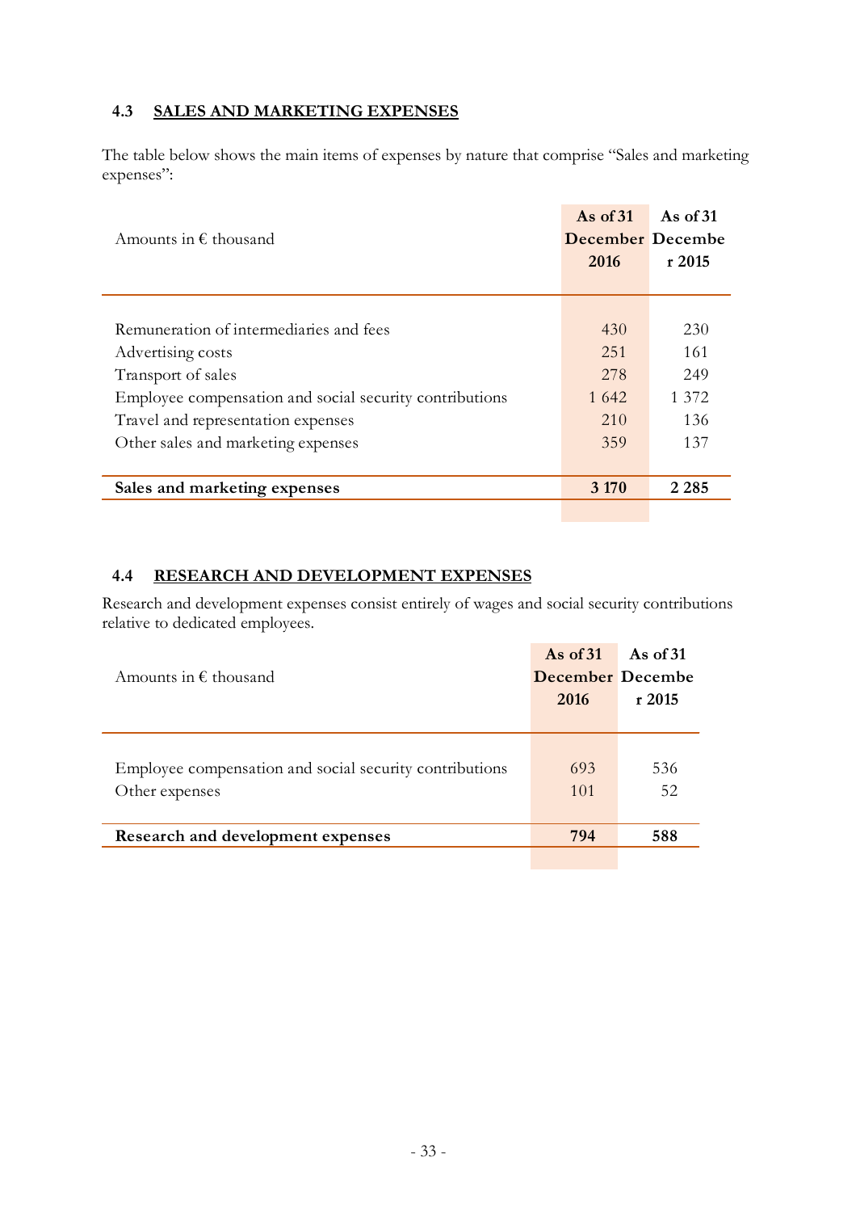### 4.3 SALES AND MARKETING EXPENSES

The table below shows the main items of expenses by nature that comprise "Sales and marketing expenses":

| Amounts in € thousand | As of 31 December 2016 | As of 31 December 2015 |
|---|---|---|
| Remuneration of intermediaries and fees | 430 | 230 |
| Advertising costs | 251 | 161 |
| Transport of sales | 278 | 249 |
| Employee compensation and social security contributions | 1 642 | 1 372 |
| Travel and representation expenses | 210 | 136 |
| Other sales and marketing expenses | 359 | 137 |
| **Sales and marketing expenses** | **3 170** | **2 285** |

### 4.4 RESEARCH AND DEVELOPMENT EXPENSES

Research and development expenses consist entirely of wages and social security contributions relative to dedicated employees.

| Amounts in € thousand | As of 31 December 2016 | As of 31 December 2015 |
|---|---|---|
| Employee compensation and social security contributions | 693 | 536 |
| Other expenses | 101 | 52 |
| **Research and development expenses** | **794** | **588** |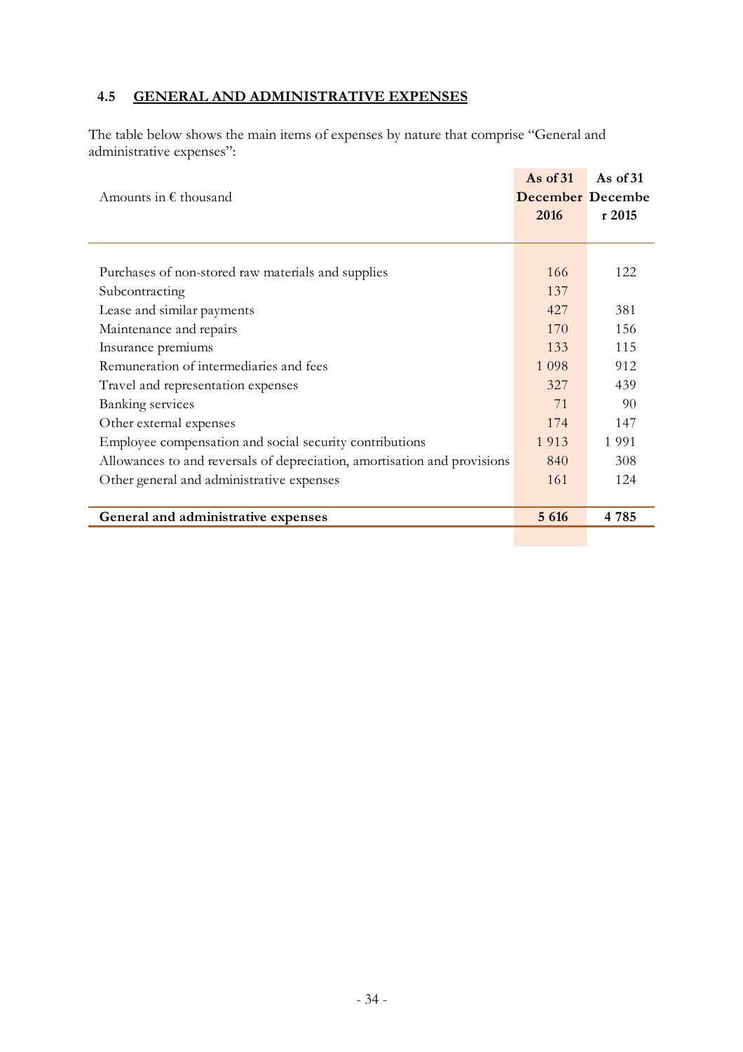### 4.5 GENERAL AND ADMINISTRATIVE EXPENSES

The table below shows the main items of expenses by nature that comprise "General and administrative expenses":

| Amounts in € thousand | As of 31 December 2016 | As of 31 December 2015 |
|---|---|---|
| Purchases of non-stored raw materials and supplies | 166 | 122 |
| Subcontracting | 137 | |
| Lease and similar payments | 427 | 381 |
| Maintenance and repairs | 170 | 156 |
| Insurance premiums | 133 | 115 |
| Remuneration of intermediaries and fees | 1 098 | 912 |
| Travel and representation expenses | 327 | 439 |
| Banking services | 71 | 90 |
| Other external expenses | 174 | 147 |
| Employee compensation and social security contributions | 1 913 | 1 991 |
| Allowances to and reversals of depreciation, amortisation and provisions | 840 | 308 |
| Other general and administrative expenses | 161 | 124 |
| **General and administrative expenses** | **5 616** | **4 785** |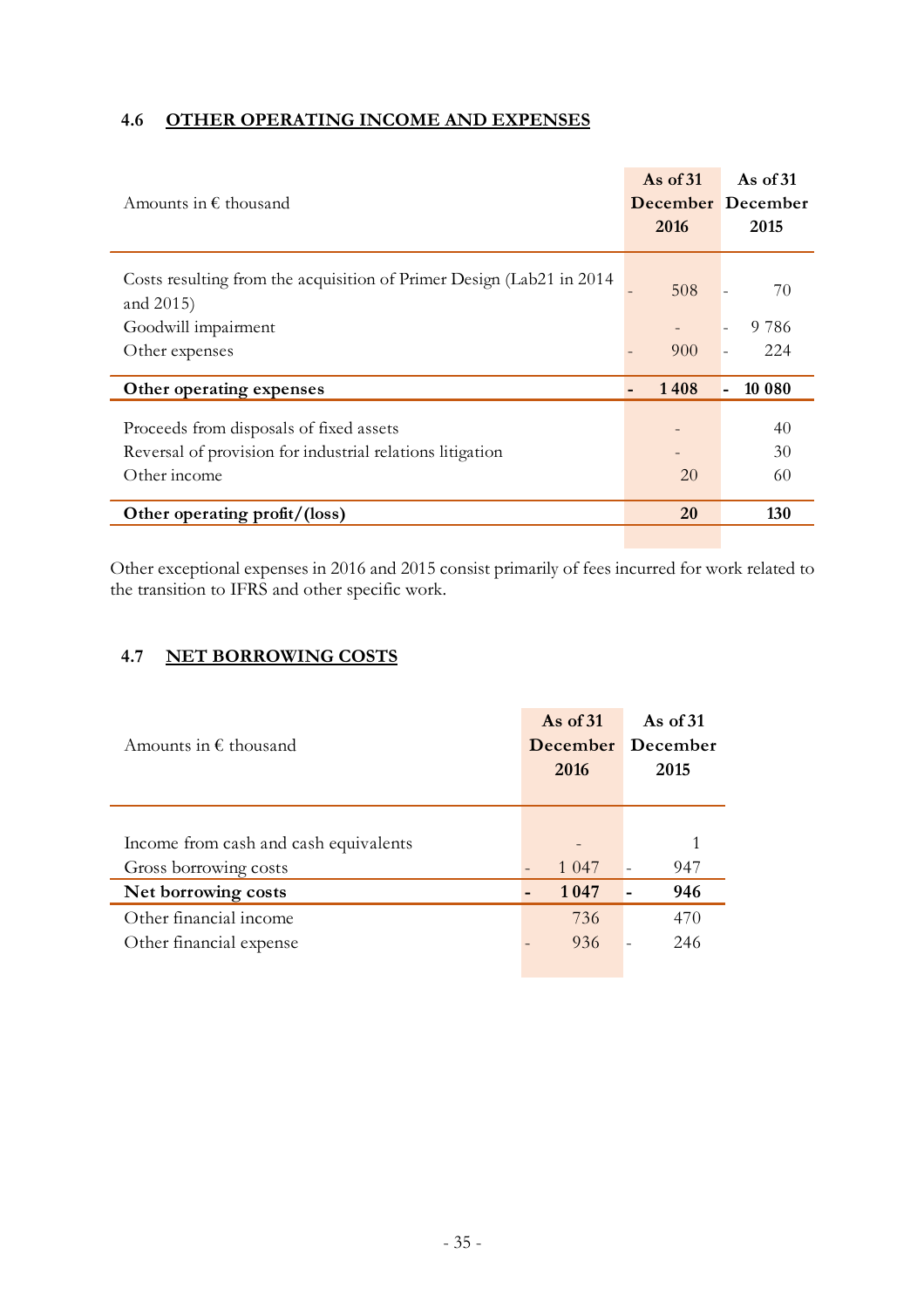### 4.6 OTHER OPERATING INCOME AND EXPENSES

| Amounts in € thousand | As of 31 December 2016 | As of 31 December 2015 |
|---|---|---|
| Costs resulting from the acquisition of Primer Design (Lab21 in 2014 and 2015) | - 508 | - 70 |
| Goodwill impairment | - | - 9 786 |
| Other expenses | - 900 | - 224 |
| **Other operating expenses** | **- 1 408** | **- 10 080** |
| Proceeds from disposals of fixed assets | - | 40 |
| Reversal of provision for industrial relations litigation | - | 30 |
| Other income | 20 | 60 |
| **Other operating profit/(loss)** | **20** | **130** |

Other exceptional expenses in 2016 and 2015 consist primarily of fees incurred for work related to the transition to IFRS and other specific work.

### 4.7 NET BORROWING COSTS

| Amounts in € thousand | As of 31 December 2016 | As of 31 December 2015 |
|---|---|---|
| Income from cash and cash equivalents | - | 1 |
| Gross borrowing costs | - 1 047 | - 947 |
| **Net borrowing costs** | **- 1 047** | **- 946** |
| Other financial income | 736 | 470 |
| Other financial expense | - 936 | - 246 |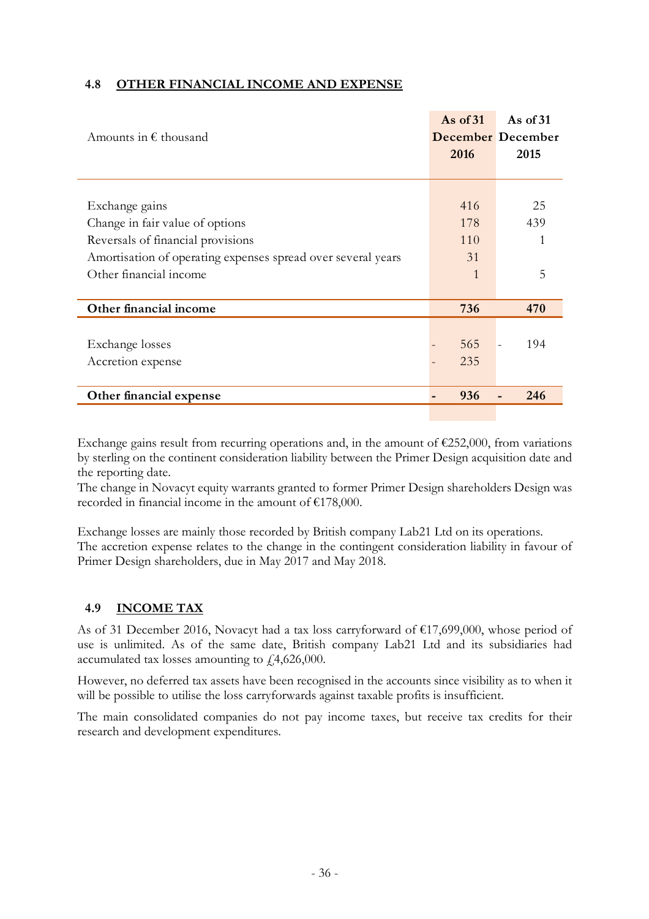## 4.8 OTHER FINANCIAL INCOME AND EXPENSE

| Amounts in € thousand | As of 31 December 2016 | As of 31 December 2015 |
|---|---|---|
| Exchange gains | 416 | 25 |
| Change in fair value of options | 178 | 439 |
| Reversals of financial provisions | 110 | 1 |
| Amortisation of operating expenses spread over several years | 31 | |
| Other financial income | 1 | 5 |
| **Other financial income** | **736** | **470** |
| Exchange losses | - 565 | - 194 |
| Accretion expense | - 235 | |
| **Other financial expense** | **- 936** | **- 246** |

Exchange gains result from recurring operations and, in the amount of €252,000, from variations by sterling on the continent consideration liability between the Primer Design acquisition date and the reporting date.
The change in Novacyt equity warrants granted to former Primer Design shareholders Design was recorded in financial income in the amount of €178,000.

Exchange losses are mainly those recorded by British company Lab21 Ltd on its operations.
The accretion expense relates to the change in the contingent consideration liability in favour of Primer Design shareholders, due in May 2017 and May 2018.

## 4.9 INCOME TAX

As of 31 December 2016, Novacyt had a tax loss carryforward of €17,699,000, whose period of use is unlimited. As of the same date, British company Lab21 Ltd and its subsidiaries had accumulated tax losses amounting to £4,626,000.

However, no deferred tax assets have been recognised in the accounts since visibility as to when it will be possible to utilise the loss carryforwards against taxable profits is insufficient.

The main consolidated companies do not pay income taxes, but receive tax credits for their research and development expenditures.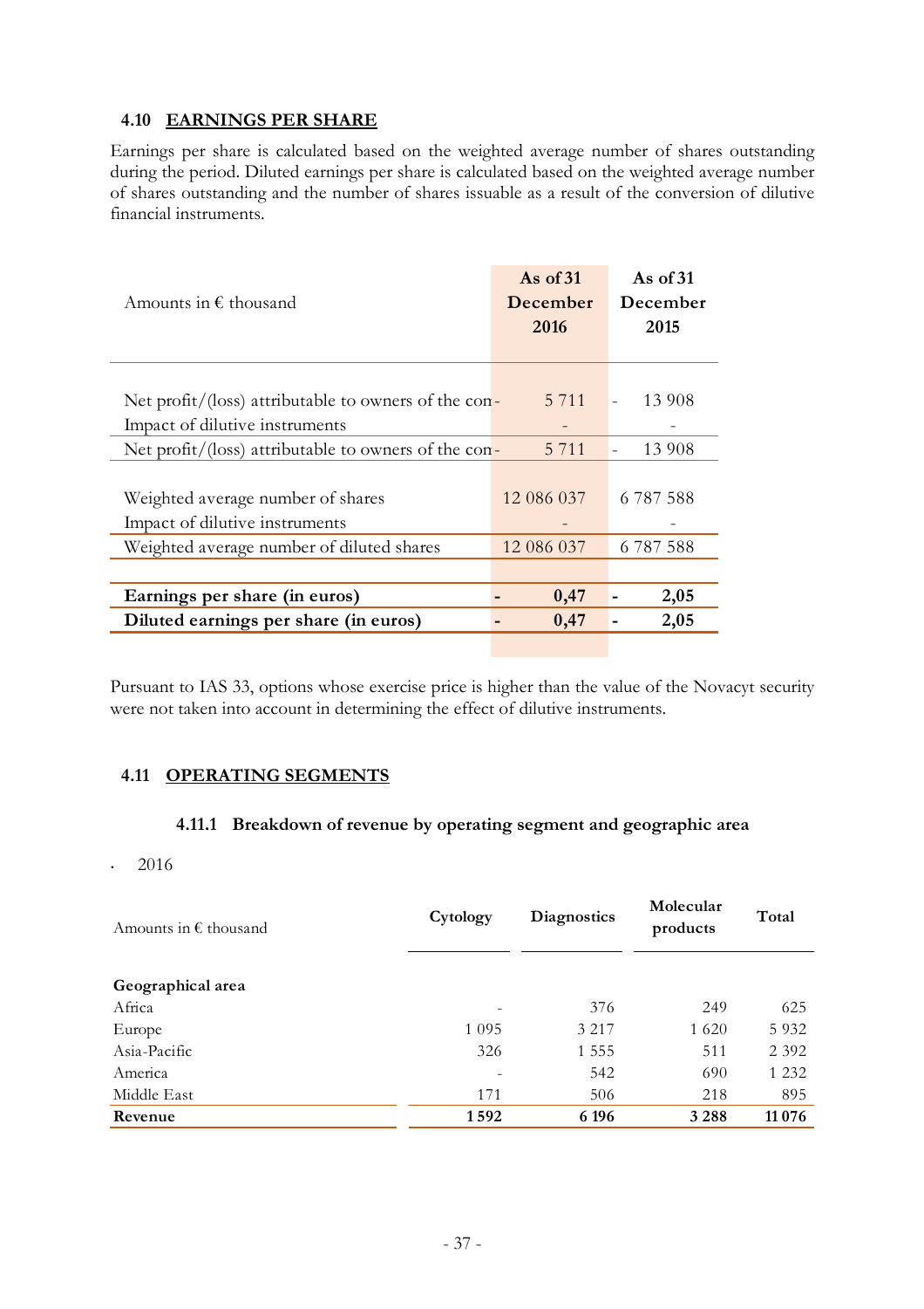## 4.10 EARNINGS PER SHARE

Earnings per share is calculated based on the weighted average number of shares outstanding during the period. Diluted earnings per share is calculated based on the weighted average number of shares outstanding and the number of shares issuable as a result of the conversion of dilutive financial instruments.

| Amounts in € thousand | As of 31 December 2016 | As of 31 December 2015 |
|---|---|---|
| Net profit/(loss) attributable to owners of the con- | 5 711 | - 13 908 |
| Impact of dilutive instruments | - | - |
| Net profit/(loss) attributable to owners of the con- | 5 711 | - 13 908 |
| Weighted average number of shares | 12 086 037 | 6 787 588 |
| Impact of dilutive instruments | - | - |
| Weighted average number of diluted shares | 12 086 037 | 6 787 588 |
| **Earnings per share (in euros)** | **- 0,47** | **- 2,05** |
| **Diluted earnings per share (in euros)** | **- 0,47** | **- 2,05** |

Pursuant to IAS 33, options whose exercise price is higher than the value of the Novacyt security were not taken into account in determining the effect of dilutive instruments.

## 4.11 OPERATING SEGMENTS

### 4.11.1 Breakdown of revenue by operating segment and geographic area

- 2016

| Amounts in € thousand | Cytology | Diagnostics | Molecular products | Total |
|---|---|---|---|---|
| **Geographical area** | | | | |
| Africa | - | 376 | 249 | 625 |
| Europe | 1 095 | 3 217 | 1 620 | 5 932 |
| Asia-Pacific | 326 | 1 555 | 511 | 2 392 |
| America | - | 542 | 690 | 1 232 |
| Middle East | 171 | 506 | 218 | 895 |
| **Revenue** | **1 592** | **6 196** | **3 288** | **11 076** |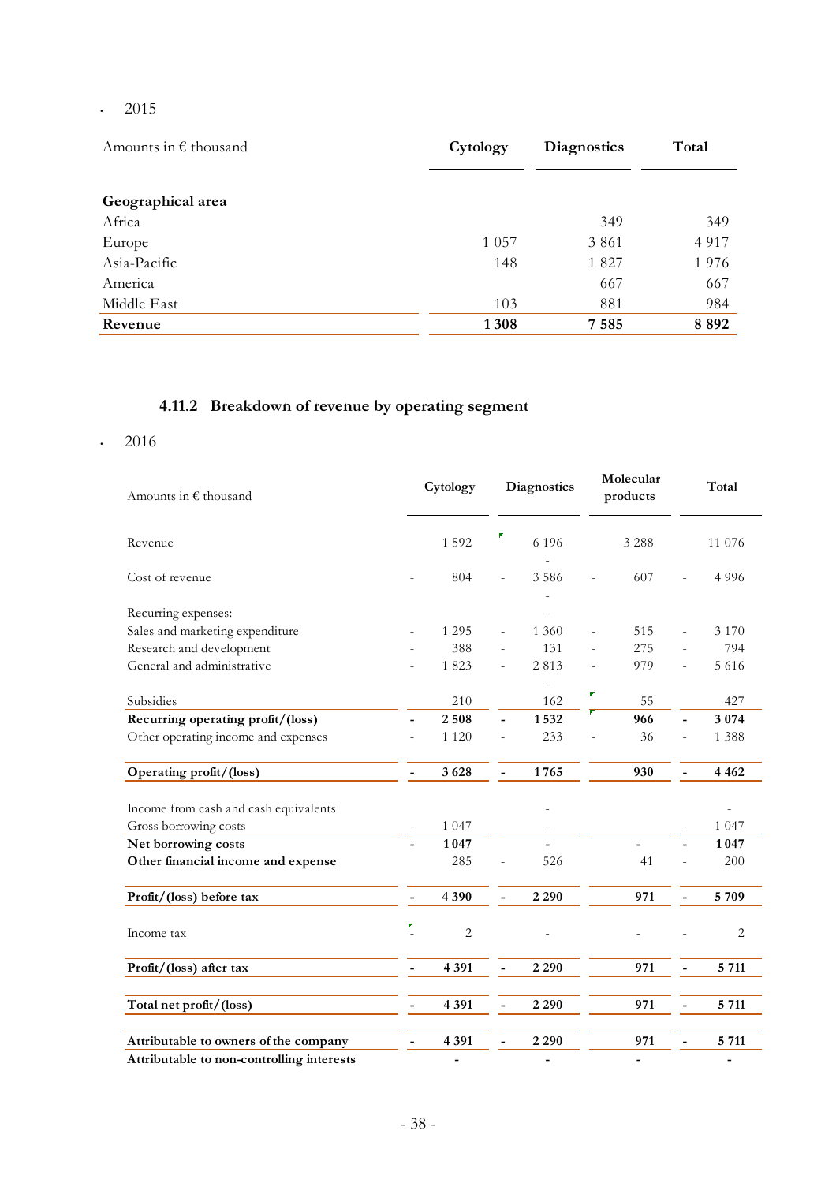- 2015

| Amounts in € thousand | Cytology | Diagnostics | Total |
|---|---|---|---|
| **Geographical area** | | | |
| Africa | | 349 | 349 |
| Europe | 1 057 | 3 861 | 4 917 |
| Asia-Pacific | 148 | 1 827 | 1 976 |
| America | | 667 | 667 |
| Middle East | 103 | 881 | 984 |
| **Revenue** | **1 308** | **7 585** | **8 892** |

### 4.11.2 Breakdown of revenue by operating segment

- 2016

| Amounts in € thousand | Cytology | Diagnostics | Molecular products | Total |
|---|---|---|---|---|
| Revenue | 1 592 | 6 196 | 3 288 | 11 076 |
| Cost of revenue | - 804 | - 3 586 | - 607 | - 4 996 |
| Recurring expenses: | | | | |
| Sales and marketing expenditure | - 1 295 | - 1 360 | - 515 | - 3 170 |
| Research and development | - 388 | - 131 | - 275 | - 794 |
| General and administrative | - 1 823 | - 2 813 | - 979 | - 5 616 |
| Subsidies | 210 | 162 | 55 | 427 |
| **Recurring operating profit/(loss)** | **- 2 508** | **- 1 532** | **966** | **- 3 074** |
| Other operating income and expenses | - 1 120 | - 233 | - 36 | - 1 388 |
| **Operating profit/(loss)** | **- 3 628** | **- 1 765** | **930** | **- 4 462** |
| Income from cash and cash equivalents | | - | | - |
| Gross borrowing costs | - 1 047 | - | | - 1 047 |
| **Net borrowing costs** | **- 1 047** | **-** | **-** | **- 1 047** |
| **Other financial income and expense** | 285 | - 526 | 41 | - 200 |
| **Profit/(loss) before tax** | **- 4 390** | **- 2 290** | **971** | **- 5 709** |
| Income tax | - 2 | - | - | - 2 |
| **Profit/(loss) after tax** | **- 4 391** | **- 2 290** | **971** | **- 5 711** |
| **Total net profit/(loss)** | **- 4 391** | **- 2 290** | **971** | **- 5 711** |
| **Attributable to owners of the company** | **- 4 391** | **- 2 290** | **971** | **- 5 711** |
| **Attributable to non-controlling interests** | **-** | **-** | **-** | **-** |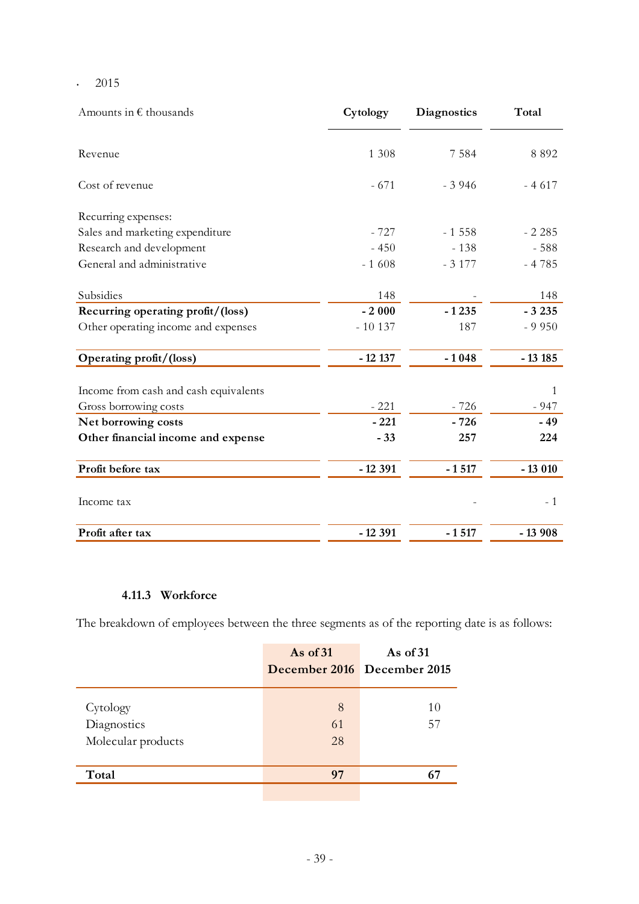- 2015

| Amounts in € thousands | Cytology | Diagnostics | Total |
|---|---|---|---|
| Revenue | 1 308 | 7 584 | 8 892 |
| Cost of revenue | - 671 | - 3 946 | - 4 617 |
| Recurring expenses: | | | |
| Sales and marketing expenditure | - 727 | - 1 558 | - 2 285 |
| Research and development | - 450 | - 138 | - 588 |
| General and administrative | - 1 608 | - 3 177 | - 4 785 |
| Subsidies | 148 | - | 148 |
| **Recurring operating profit/(loss)** | **- 2 000** | **- 1 235** | **- 3 235** |
| Other operating income and expenses | - 10 137 | 187 | - 9 950 |
| **Operating profit/(loss)** | **- 12 137** | **- 1 048** | **- 13 185** |
| Income from cash and cash equivalents | | | 1 |
| Gross borrowing costs | - 221 | - 726 | - 947 |
| **Net borrowing costs** | **- 221** | **- 726** | **- 49** |
| **Other financial income and expense** | **- 33** | **257** | **224** |
| **Profit before tax** | **- 12 391** | **- 1 517** | **- 13 010** |
| Income tax | | - | - 1 |
| **Profit after tax** | **- 12 391** | **- 1 517** | **- 13 908** |

#### 4.11.3 Workforce

The breakdown of employees between the three segments as of the reporting date is as follows:

| | As of 31 December 2016 | As of 31 December 2015 |
|---|---|---|
| Cytology | 8 | 10 |
| Diagnostics | 61 | 57 |
| Molecular products | 28 | |
| **Total** | **97** | **67** |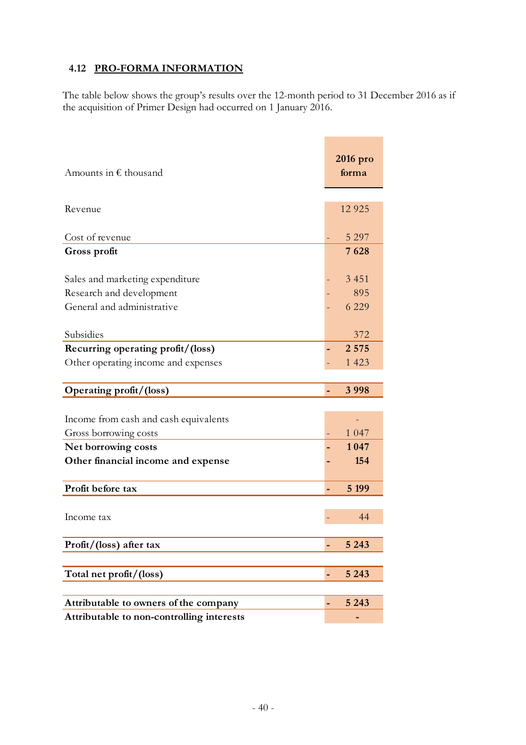### 4.12 PRO-FORMA INFORMATION

The table below shows the group's results over the 12-month period to 31 December 2016 as if the acquisition of Primer Design had occurred on 1 January 2016.

| Amounts in € thousand | 2016 pro forma |
|---|---|
| Revenue | 12 925 |
| Cost of revenue | - 5 297 |
| **Gross profit** | **7 628** |
| Sales and marketing expenditure | - 3 451 |
| Research and development | - 895 |
| General and administrative | - 6 229 |
| Subsidies | 372 |
| **Recurring operating profit/(loss)** | **- 2 575** |
| Other operating income and expenses | - 1 423 |
| **Operating profit/(loss)** | **- 3 998** |
| Income from cash and cash equivalents | - |
| Gross borrowing costs | - 1 047 |
| **Net borrowing costs** | **- 1 047** |
| **Other financial income and expense** | **- 154** |
| **Profit before tax** | **- 5 199** |
| Income tax | - 44 |
| **Profit/(loss) after tax** | **- 5 243** |
| **Total net profit/(loss)** | **- 5 243** |
| **Attributable to owners of the company** | **- 5 243** |
| **Attributable to non-controlling interests** | **-** |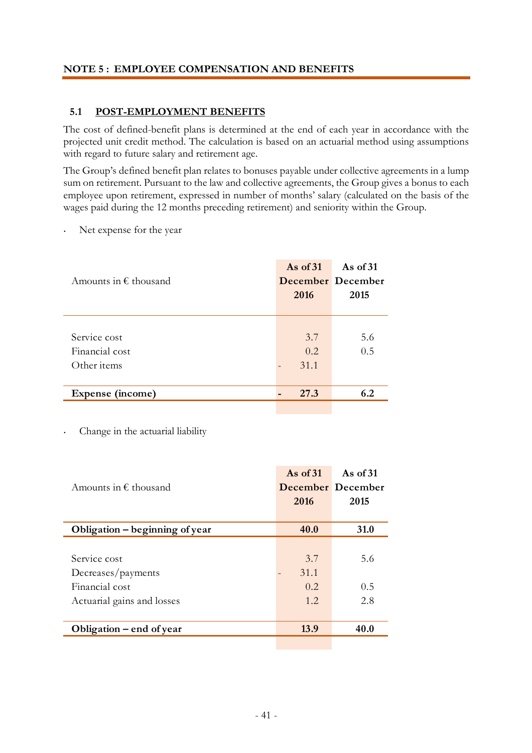## NOTE 5 : EMPLOYEE COMPENSATION AND BENEFITS

### 5.1 POST-EMPLOYMENT BENEFITS

The cost of defined-benefit plans is determined at the end of each year in accordance with the projected unit credit method. The calculation is based on an actuarial method using assumptions with regard to future salary and retirement age.

The Group's defined benefit plan relates to bonuses payable under collective agreements in a lump sum on retirement. Pursuant to the law and collective agreements, the Group gives a bonus to each employee upon retirement, expressed in number of months' salary (calculated on the basis of the wages paid during the 12 months preceding retirement) and seniority within the Group.

- Net expense for the year

| Amounts in € thousand | As of 31 December 2016 | As of 31 December 2015 |
|---|---|---|
| Service cost | 3.7 | 5.6 |
| Financial cost | 0.2 | 0.5 |
| Other items | - 31.1 | |
| **Expense (income)** | **- 27.3** | **6.2** |

- Change in the actuarial liability

| Amounts in € thousand | As of 31 December 2016 | As of 31 December 2015 |
|---|---|---|
| **Obligation – beginning of year** | **40.0** | **31.0** |
| Service cost | 3.7 | 5.6 |
| Decreases/payments | - 31.1 | |
| Financial cost | 0.2 | 0.5 |
| Actuarial gains and losses | 1.2 | 2.8 |
| **Obligation – end of year** | **13.9** | **40.0** |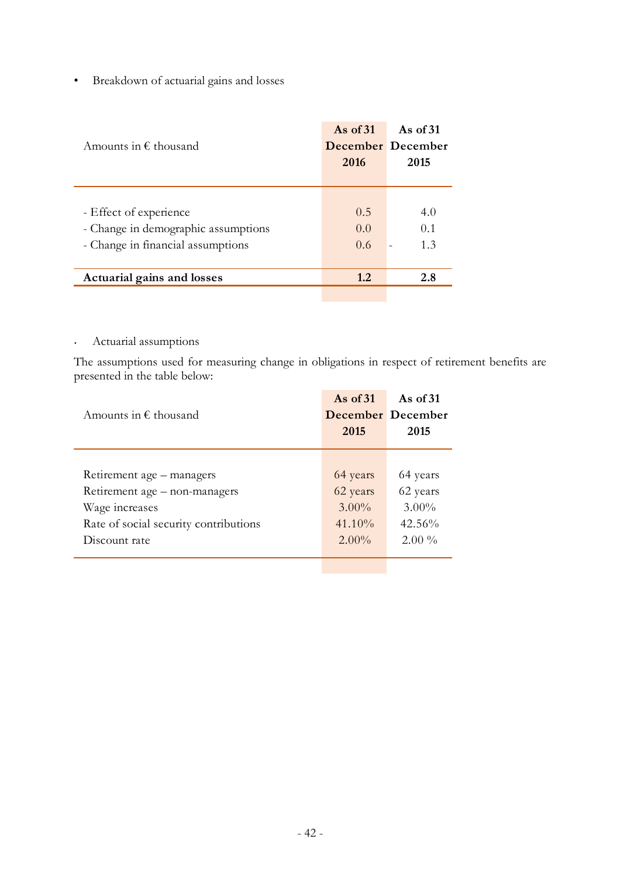- Breakdown of actuarial gains and losses

| Amounts in € thousand | As of 31 December 2016 | As of 31 December 2015 |
|---|---|---|
| - Effect of experience | 0.5 | 4.0 |
| - Change in demographic assumptions | 0.0 | 0.1 |
| - Change in financial assumptions | 0.6 | - 1.3 |
| **Actuarial gains and losses** | **1.2** | **2.8** |

- Actuarial assumptions

The assumptions used for measuring change in obligations in respect of retirement benefits are presented in the table below:

| Amounts in € thousand | As of 31 December 2015 | As of 31 December 2015 |
|---|---|---|
| Retirement age – managers | 64 years | 64 years |
| Retirement age – non-managers | 62 years | 62 years |
| Wage increases | 3.00% | 3.00% |
| Rate of social security contributions | 41.10% | 42.56% |
| Discount rate | 2.00% | 2.00 % |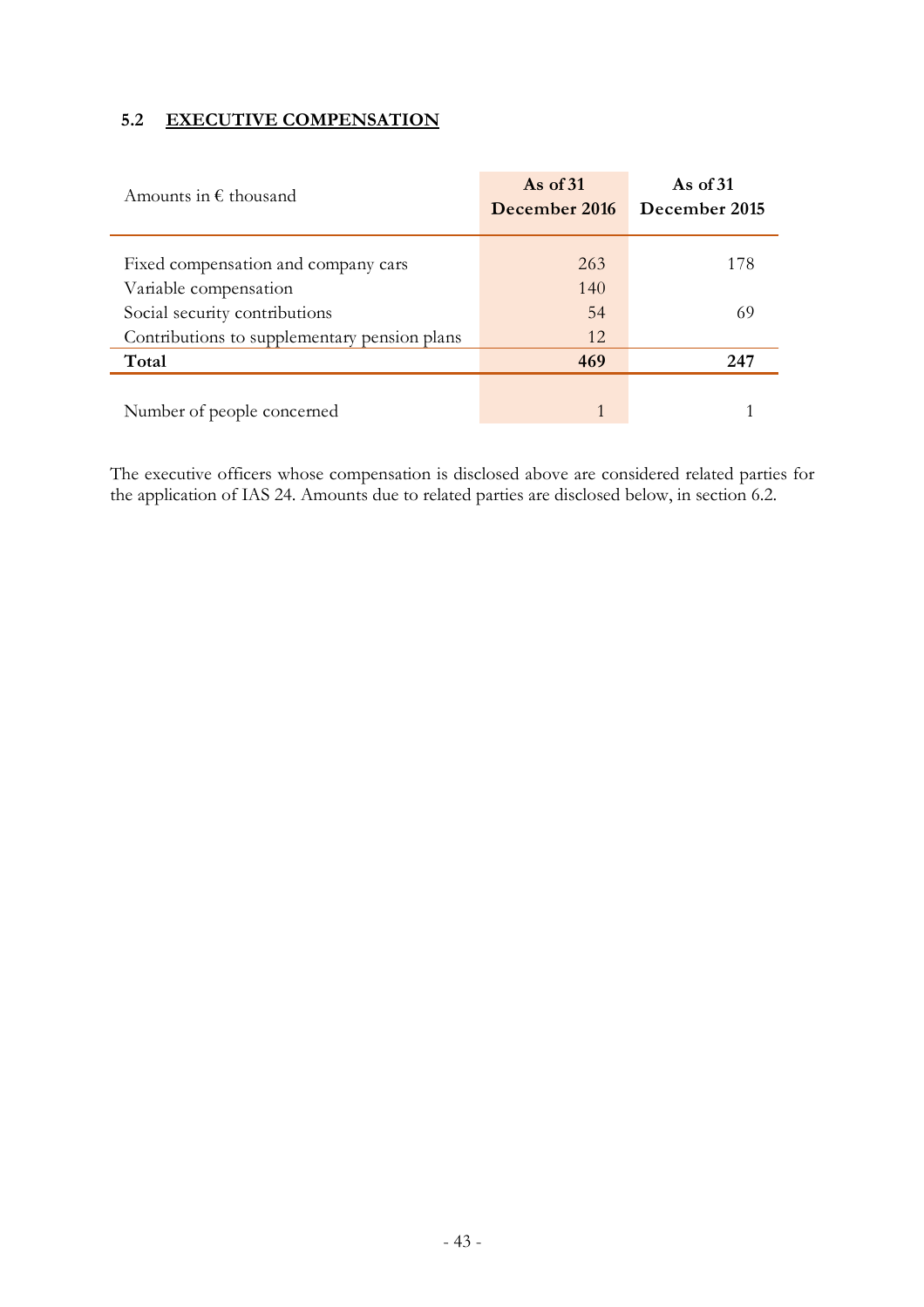### 5.2 EXECUTIVE COMPENSATION

| Amounts in € thousand | As of 31 December 2016 | As of 31 December 2015 |
|---|---|---|
| Fixed compensation and company cars | 263 | 178 |
| Variable compensation | 140 | |
| Social security contributions | 54 | 69 |
| Contributions to supplementary pension plans | 12 | |
| **Total** | **469** | **247** |
| Number of people concerned | 1 | 1 |

The executive officers whose compensation is disclosed above are considered related parties for the application of IAS 24. Amounts due to related parties are disclosed below, in section 6.2.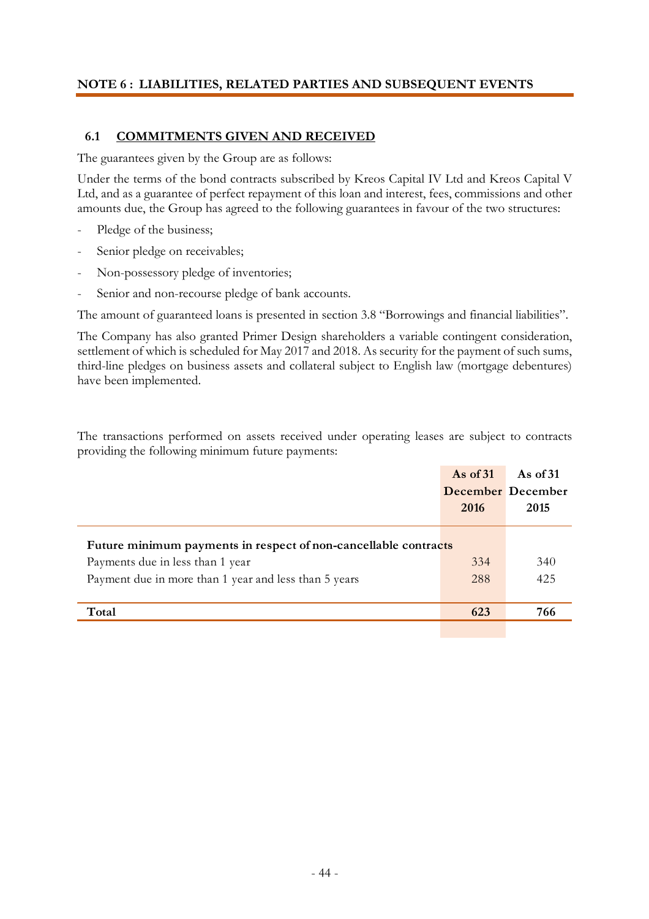## NOTE 6 : LIABILITIES, RELATED PARTIES AND SUBSEQUENT EVENTS

### 6.1 COMMITMENTS GIVEN AND RECEIVED

The guarantees given by the Group are as follows:

Under the terms of the bond contracts subscribed by Kreos Capital IV Ltd and Kreos Capital V Ltd, and as a guarantee of perfect repayment of this loan and interest, fees, commissions and other amounts due, the Group has agreed to the following guarantees in favour of the two structures:

- Pledge of the business;
- Senior pledge on receivables;
- Non-possessory pledge of inventories;
- Senior and non-recourse pledge of bank accounts.

The amount of guaranteed loans is presented in section 3.8 "Borrowings and financial liabilities".

The Company has also granted Primer Design shareholders a variable contingent consideration, settlement of which is scheduled for May 2017 and 2018. As security for the payment of such sums, third-line pledges on business assets and collateral subject to English law (mortgage debentures) have been implemented.

The transactions performed on assets received under operating leases are subject to contracts providing the following minimum future payments:

| | As of 31 December 2016 | As of 31 December 2015 |
|---|---|---|
| **Future minimum payments in respect of non-cancellable contracts** | | |
| Payments due in less than 1 year | 334 | 340 |
| Payment due in more than 1 year and less than 5 years | 288 | 425 |
| **Total** | **623** | **766** |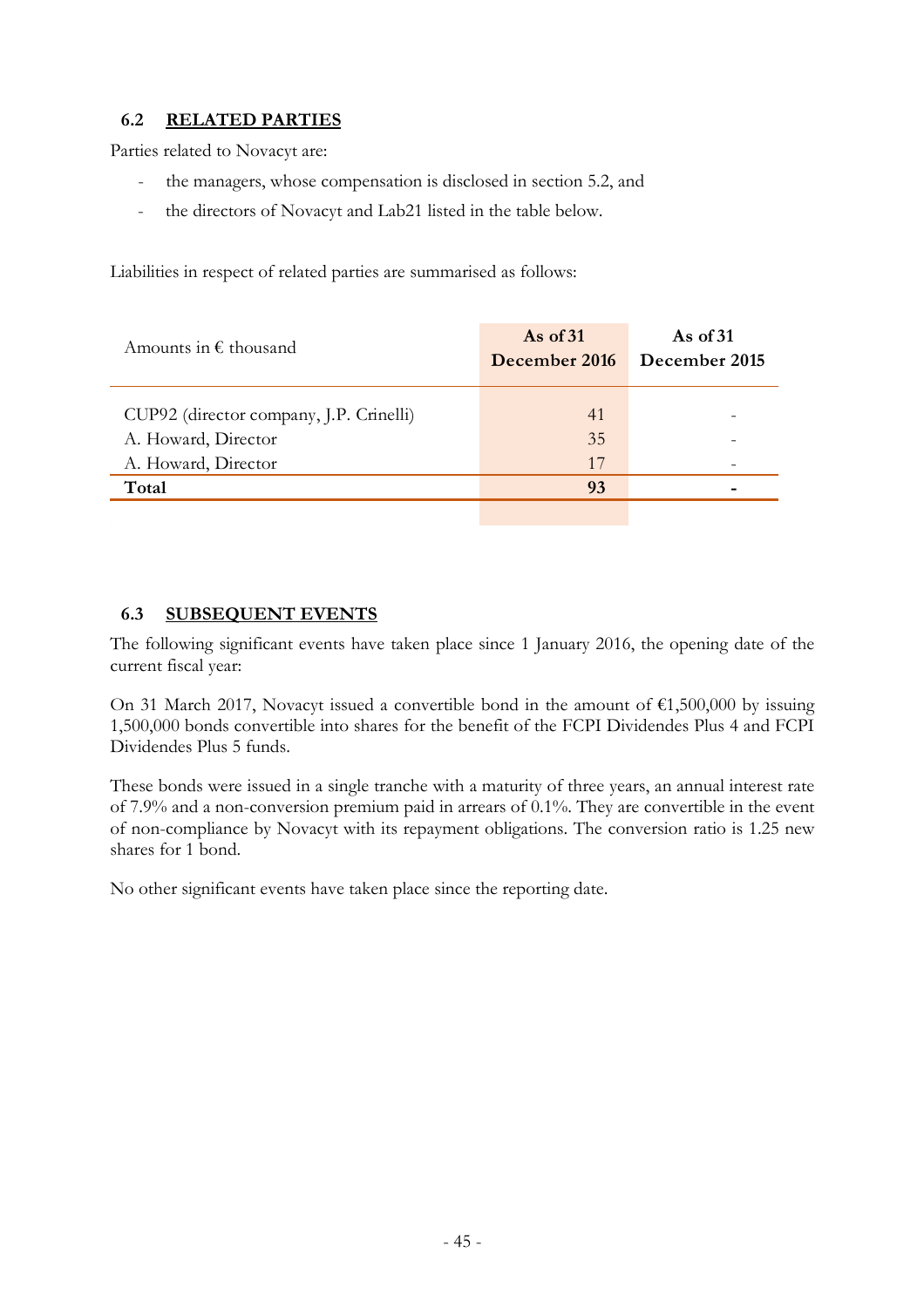### 6.2 RELATED PARTIES

Parties related to Novacyt are:

- the managers, whose compensation is disclosed in section 5.2, and
- the directors of Novacyt and Lab21 listed in the table below.

Liabilities in respect of related parties are summarised as follows:

| Amounts in € thousand | As of 31 December 2016 | As of 31 December 2015 |
|---|---|---|
| CUP92 (director company, J.P. Crinelli) | 41 | - |
| A. Howard, Director | 35 | - |
| A. Howard, Director | 17 | - |
| **Total** | **93** | **-** |

### 6.3 SUBSEQUENT EVENTS

The following significant events have taken place since 1 January 2016, the opening date of the current fiscal year:

On 31 March 2017, Novacyt issued a convertible bond in the amount of €1,500,000 by issuing 1,500,000 bonds convertible into shares for the benefit of the FCPI Dividendes Plus 4 and FCPI Dividendes Plus 5 funds.

These bonds were issued in a single tranche with a maturity of three years, an annual interest rate of 7.9% and a non-conversion premium paid in arrears of 0.1%. They are convertible in the event of non-compliance by Novacyt with its repayment obligations. The conversion ratio is 1.25 new shares for 1 bond.

No other significant events have taken place since the reporting date.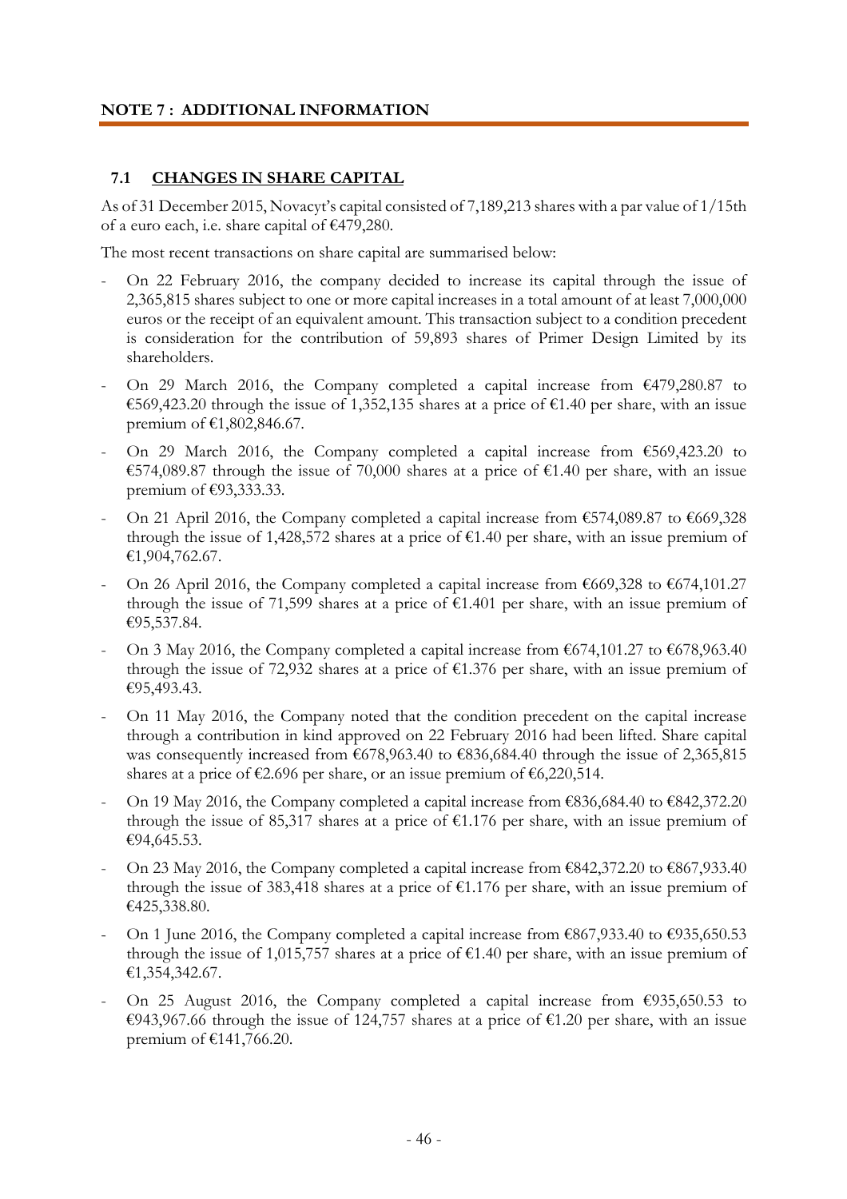## NOTE 7 : ADDITIONAL INFORMATION

### 7.1 CHANGES IN SHARE CAPITAL

As of 31 December 2015, Novacyt's capital consisted of 7,189,213 shares with a par value of 1/15th of a euro each, i.e. share capital of €479,280.

The most recent transactions on share capital are summarised below:

- On 22 February 2016, the company decided to increase its capital through the issue of 2,365,815 shares subject to one or more capital increases in a total amount of at least 7,000,000 euros or the receipt of an equivalent amount. This transaction subject to a condition precedent is consideration for the contribution of 59,893 shares of Primer Design Limited by its shareholders.
- On 29 March 2016, the Company completed a capital increase from €479,280.87 to €569,423.20 through the issue of 1,352,135 shares at a price of €1.40 per share, with an issue premium of €1,802,846.67.
- On 29 March 2016, the Company completed a capital increase from €569,423.20 to €574,089.87 through the issue of 70,000 shares at a price of €1.40 per share, with an issue premium of €93,333.33.
- On 21 April 2016, the Company completed a capital increase from €574,089.87 to €669,328 through the issue of 1,428,572 shares at a price of €1.40 per share, with an issue premium of €1,904,762.67.
- On 26 April 2016, the Company completed a capital increase from €669,328 to €674,101.27 through the issue of 71,599 shares at a price of €1.401 per share, with an issue premium of €95,537.84.
- On 3 May 2016, the Company completed a capital increase from €674,101.27 to €678,963.40 through the issue of 72,932 shares at a price of €1.376 per share, with an issue premium of €95,493.43.
- On 11 May 2016, the Company noted that the condition precedent on the capital increase through a contribution in kind approved on 22 February 2016 had been lifted. Share capital was consequently increased from €678,963.40 to €836,684.40 through the issue of 2,365,815 shares at a price of €2.696 per share, or an issue premium of €6,220,514.
- On 19 May 2016, the Company completed a capital increase from €836,684.40 to €842,372.20 through the issue of 85,317 shares at a price of €1.176 per share, with an issue premium of €94,645.53.
- On 23 May 2016, the Company completed a capital increase from €842,372.20 to €867,933.40 through the issue of 383,418 shares at a price of €1.176 per share, with an issue premium of €425,338.80.
- On 1 June 2016, the Company completed a capital increase from €867,933.40 to €935,650.53 through the issue of 1,015,757 shares at a price of €1.40 per share, with an issue premium of €1,354,342.67.
- On 25 August 2016, the Company completed a capital increase from €935,650.53 to €943,967.66 through the issue of 124,757 shares at a price of €1.20 per share, with an issue premium of €141,766.20.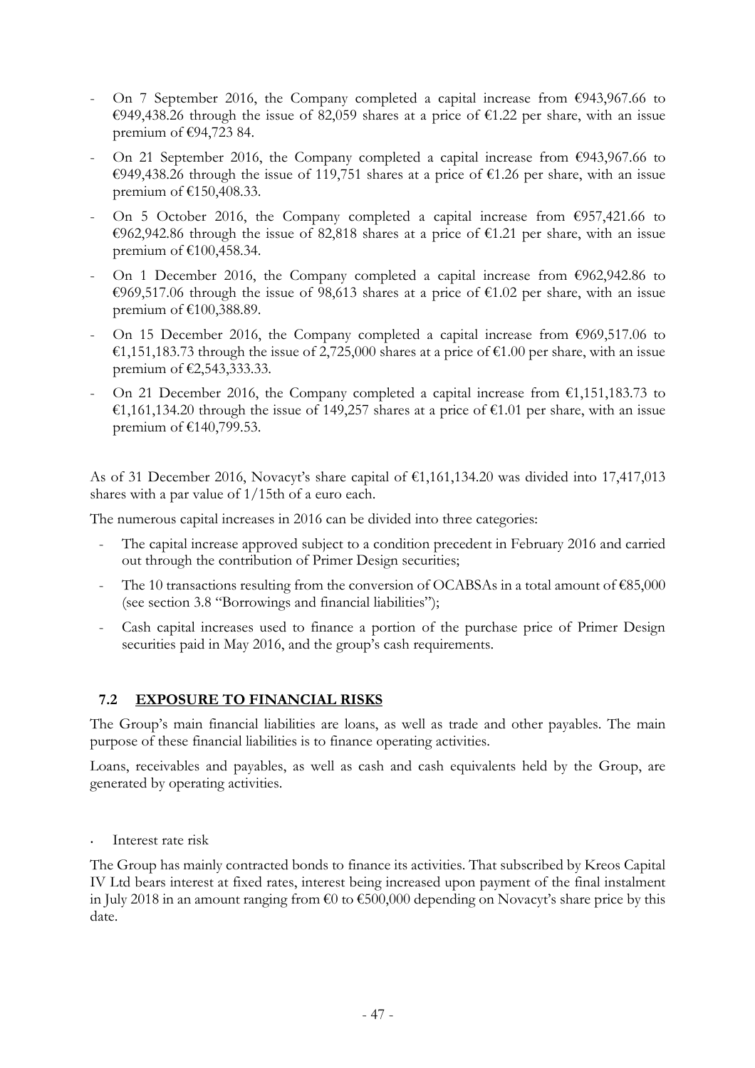- On 7 September 2016, the Company completed a capital increase from €943,967.66 to €949,438.26 through the issue of 82,059 shares at a price of €1.22 per share, with an issue premium of €94,723 84.
- On 21 September 2016, the Company completed a capital increase from €943,967.66 to €949,438.26 through the issue of 119,751 shares at a price of €1.26 per share, with an issue premium of €150,408.33.
- On 5 October 2016, the Company completed a capital increase from €957,421.66 to €962,942.86 through the issue of 82,818 shares at a price of €1.21 per share, with an issue premium of €100,458.34.
- On 1 December 2016, the Company completed a capital increase from €962,942.86 to €969,517.06 through the issue of 98,613 shares at a price of €1.02 per share, with an issue premium of €100,388.89.
- On 15 December 2016, the Company completed a capital increase from €969,517.06 to €1,151,183.73 through the issue of 2,725,000 shares at a price of €1.00 per share, with an issue premium of €2,543,333.33.
- On 21 December 2016, the Company completed a capital increase from €1,151,183.73 to €1,161,134.20 through the issue of 149,257 shares at a price of €1.01 per share, with an issue premium of €140,799.53.

As of 31 December 2016, Novacyt's share capital of €1,161,134.20 was divided into 17,417,013 shares with a par value of 1/15th of a euro each.

The numerous capital increases in 2016 can be divided into three categories:

- The capital increase approved subject to a condition precedent in February 2016 and carried out through the contribution of Primer Design securities;
- The 10 transactions resulting from the conversion of OCABSAs in a total amount of €85,000 (see section 3.8 "Borrowings and financial liabilities");
- Cash capital increases used to finance a portion of the purchase price of Primer Design securities paid in May 2016, and the group's cash requirements.

## 7.2 EXPOSURE TO FINANCIAL RISKS

The Group's main financial liabilities are loans, as well as trade and other payables. The main purpose of these financial liabilities is to finance operating activities.

Loans, receivables and payables, as well as cash and cash equivalents held by the Group, are generated by operating activities.

- Interest rate risk

The Group has mainly contracted bonds to finance its activities. That subscribed by Kreos Capital IV Ltd bears interest at fixed rates, interest being increased upon payment of the final instalment in July 2018 in an amount ranging from €0 to €500,000 depending on Novacyt's share price by this date.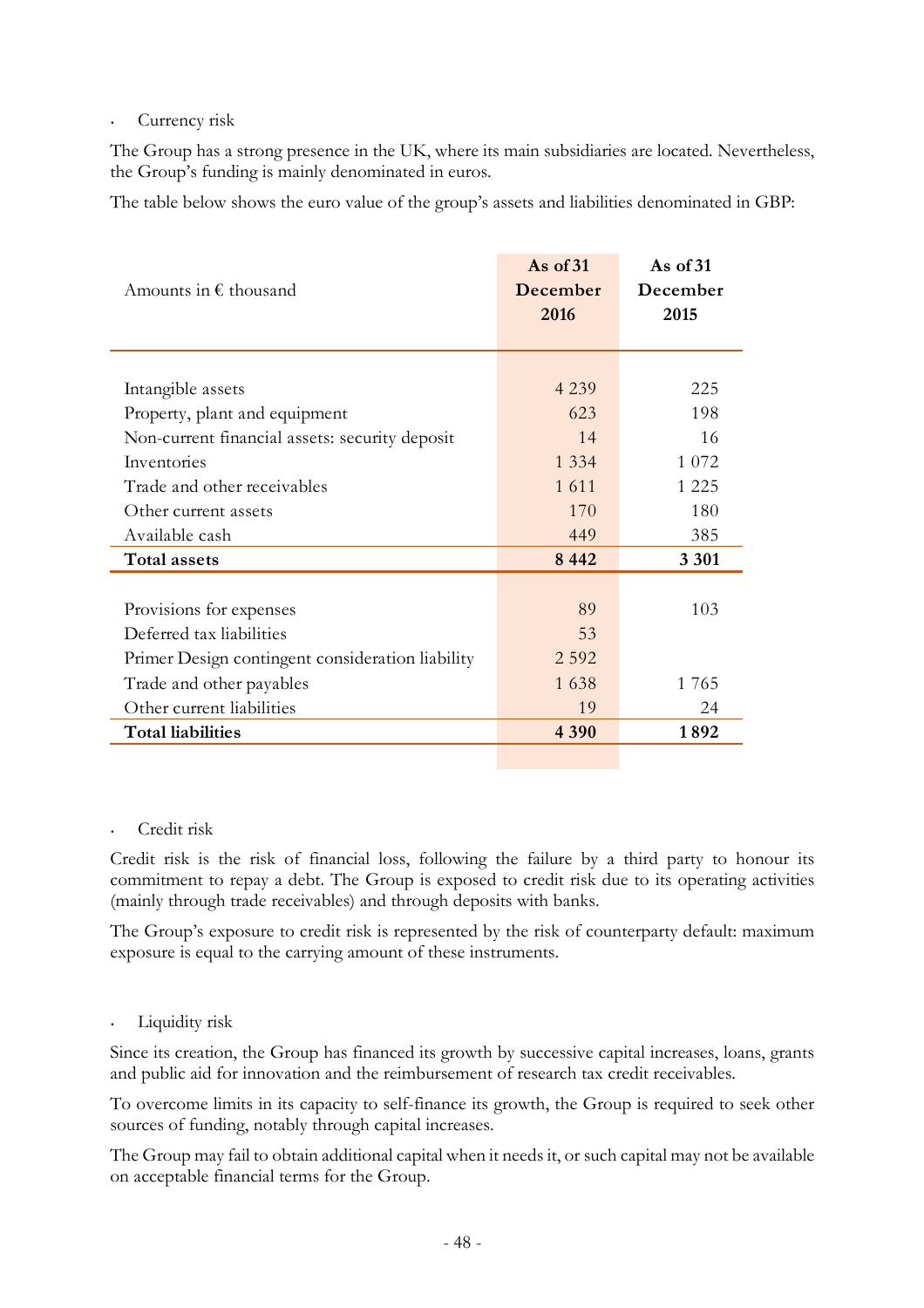- Currency risk

The Group has a strong presence in the UK, where its main subsidiaries are located. Nevertheless, the Group's funding is mainly denominated in euros.

The table below shows the euro value of the group's assets and liabilities denominated in GBP:

| Amounts in € thousand | As of 31 December 2016 | As of 31 December 2015 |
|---|---|---|
| Intangible assets | 4 239 | 225 |
| Property, plant and equipment | 623 | 198 |
| Non-current financial assets: security deposit | 14 | 16 |
| Inventories | 1 334 | 1 072 |
| Trade and other receivables | 1 611 | 1 225 |
| Other current assets | 170 | 180 |
| Available cash | 449 | 385 |
| **Total assets** | **8 442** | **3 301** |
| Provisions for expenses | 89 | 103 |
| Deferred tax liabilities | 53 | |
| Primer Design contingent consideration liability | 2 592 | |
| Trade and other payables | 1 638 | 1 765 |
| Other current liabilities | 19 | 24 |
| **Total liabilities** | **4 390** | **1892** |

- Credit risk

Credit risk is the risk of financial loss, following the failure by a third party to honour its commitment to repay a debt. The Group is exposed to credit risk due to its operating activities (mainly through trade receivables) and through deposits with banks.

The Group's exposure to credit risk is represented by the risk of counterparty default: maximum exposure is equal to the carrying amount of these instruments.

- Liquidity risk

Since its creation, the Group has financed its growth by successive capital increases, loans, grants and public aid for innovation and the reimbursement of research tax credit receivables.

To overcome limits in its capacity to self-finance its growth, the Group is required to seek other sources of funding, notably through capital increases.

The Group may fail to obtain additional capital when it needs it, or such capital may not be available on acceptable financial terms for the Group.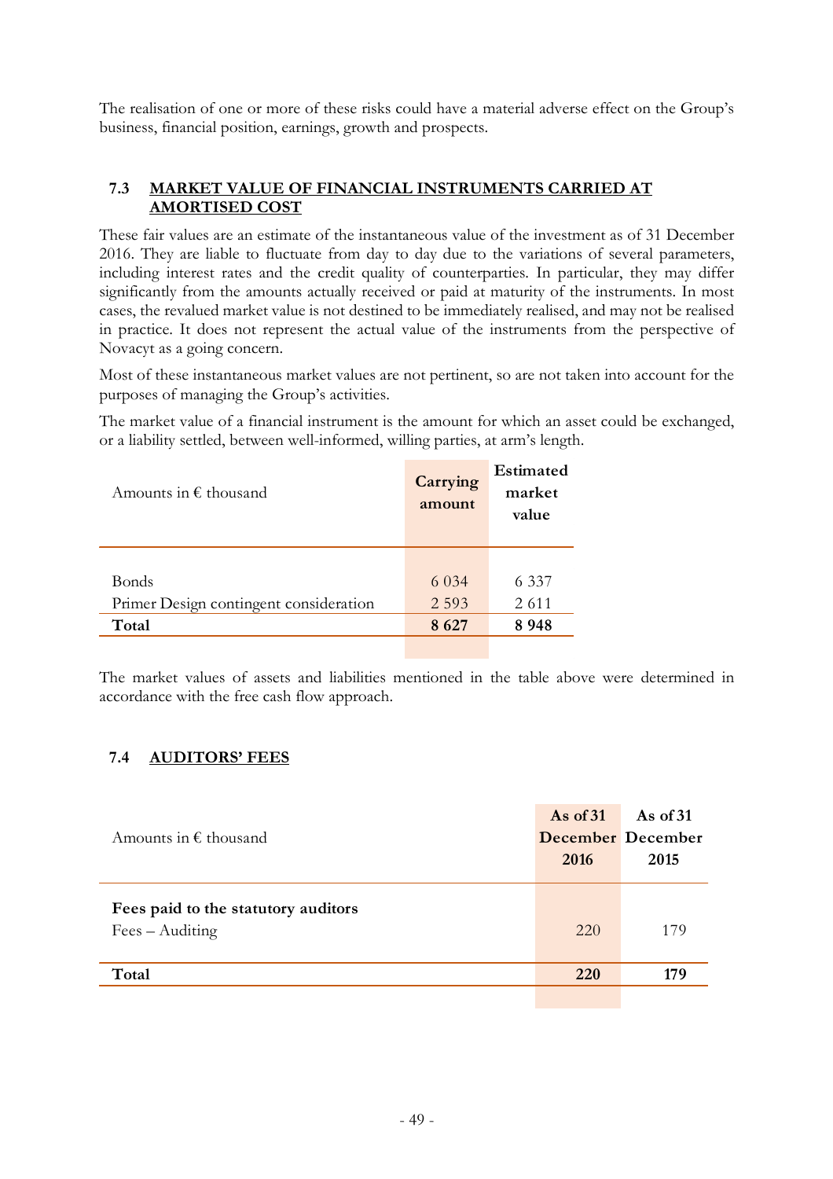The realisation of one or more of these risks could have a material adverse effect on the Group's business, financial position, earnings, growth and prospects.

## 7.3 MARKET VALUE OF FINANCIAL INSTRUMENTS CARRIED AT AMORTISED COST

These fair values are an estimate of the instantaneous value of the investment as of 31 December 2016. They are liable to fluctuate from day to day due to the variations of several parameters, including interest rates and the credit quality of counterparties. In particular, they may differ significantly from the amounts actually received or paid at maturity of the instruments. In most cases, the revalued market value is not destined to be immediately realised, and may not be realised in practice. It does not represent the actual value of the instruments from the perspective of Novacyt as a going concern.

Most of these instantaneous market values are not pertinent, so are not taken into account for the purposes of managing the Group's activities.

The market value of a financial instrument is the amount for which an asset could be exchanged, or a liability settled, between well-informed, willing parties, at arm's length.

| Amounts in € thousand | Carrying amount | Estimated market value |
|---|---|---|
| Bonds | 6 034 | 6 337 |
| Primer Design contingent consideration | 2 593 | 2 611 |
| **Total** | **8 627** | **8 948** |

The market values of assets and liabilities mentioned in the table above were determined in accordance with the free cash flow approach.

## 7.4 AUDITORS' FEES

| Amounts in € thousand | As of 31 December 2016 | As of 31 December 2015 |
|---|---|---|
| **Fees paid to the statutory auditors** | | |
| Fees – Auditing | 220 | 179 |
| **Total** | **220** | **179** |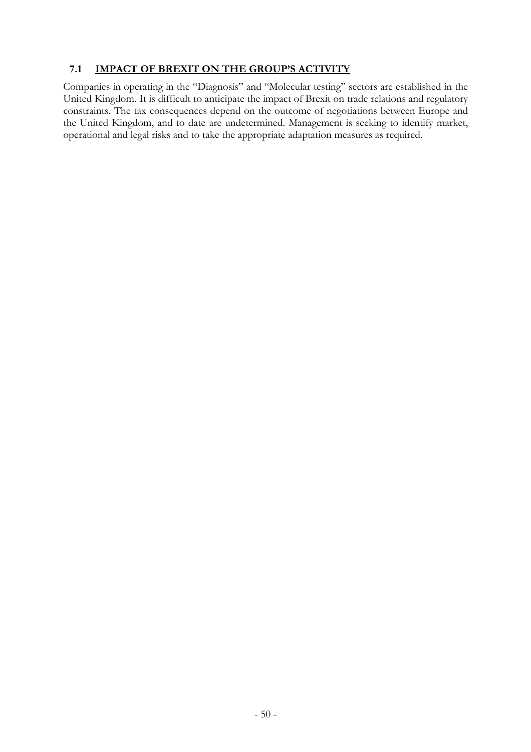## 7.1 IMPACT OF BREXIT ON THE GROUP'S ACTIVITY

Companies in operating in the "Diagnosis" and "Molecular testing" sectors are established in the United Kingdom. It is difficult to anticipate the impact of Brexit on trade relations and regulatory constraints. The tax consequences depend on the outcome of negotiations between Europe and the United Kingdom, and to date are undetermined. Management is seeking to identify market, operational and legal risks and to take the appropriate adaptation measures as required.